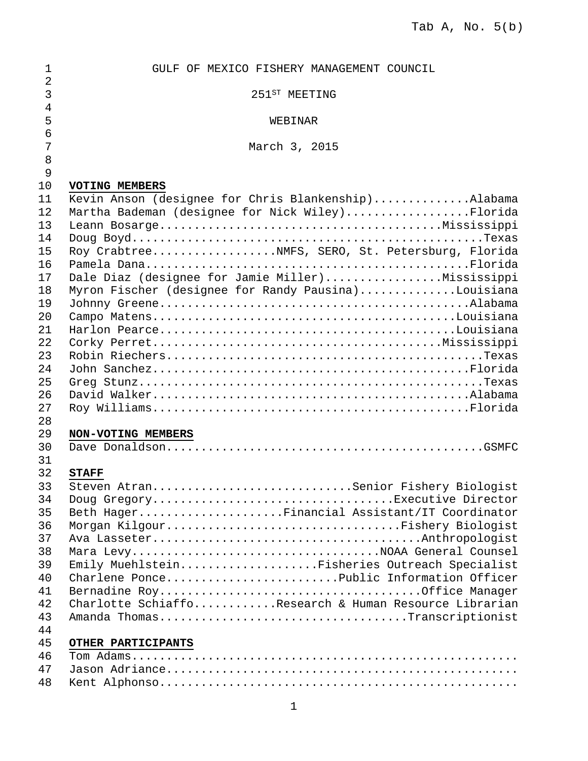Tab A, No. 5(b)

# GULF OF MEXICO FISHERY MANAGEMENT COUNCIL

## 251ST MEETING

## WEBINAR

March 3, 2015

**VOTING MEMBERS**

Kevin Anson (designee for Chris Blankenship)..............Alabama
Martha Bademan (designee for Nick Wiley).................Florida
Leann Bosarge.........................................Mississippi
Doug Boyd................................................Texas
Roy Crabtree.................NMFS, SERO, St. Petersburg, Florida
Pamela Dana............................................Florida
Dale Diaz (designee for Jamie Miller).................Mississippi
Myron Fischer (designee for Randy Pausina)..............Louisiana
Johnny Greene............................................Alabama
Campo Matens...........................................Louisiana
Harlon Pearce..........................................Louisiana
Corky Perret..........................................Mississippi
Robin Riechers...........................................Texas
John Sanchez...........................................Florida
Greg Stunz...............................................Texas
David Walker...........................................Alabama
Roy Williams...........................................Florida

**NON-VOTING MEMBERS**

Dave Donaldson.............................................GSMFC

**STAFF**

Steven Atran............................Senior Fishery Biologist
Doug Gregory..................................Executive Director
Beth Hager.....................Financial Assistant/IT Coordinator
Morgan Kilgour.................................Fishery Biologist
Ava Lasseter.....................................Anthropologist
Mara Levy..................................NOAA General Counsel
Emily Muehlstein....................Fisheries Outreach Specialist
Charlene Ponce........................Public Information Officer
Bernadine Roy.....................................Office Manager
Charlotte Schiaffo............Research & Human Resource Librarian
Amanda Thomas...................................Transcriptionist

**OTHER PARTICIPANTS**

Tom Adams.......................................................
Jason Adriance..................................................
Kent Alphonso...................................................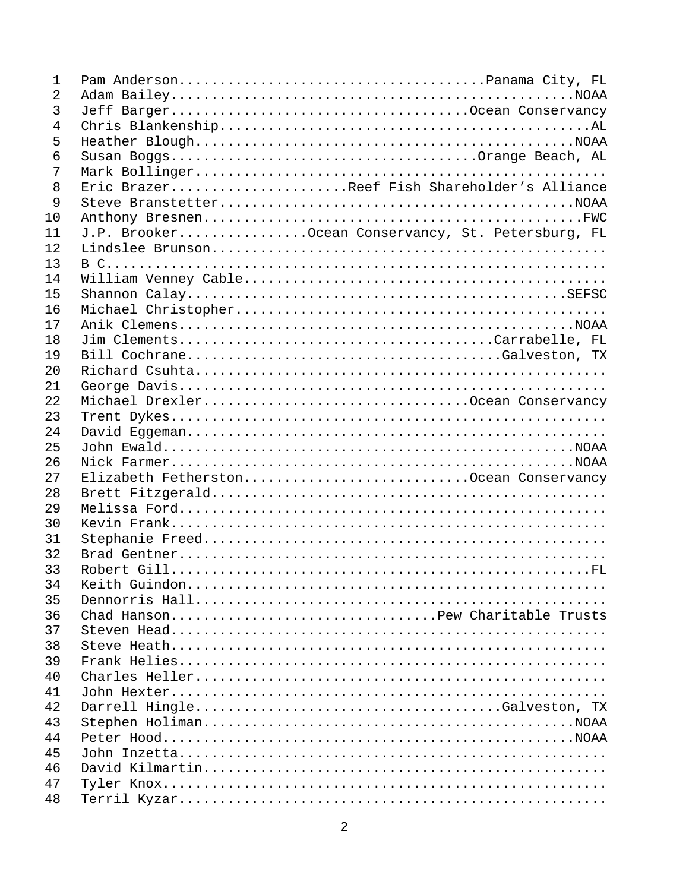Pam Anderson......................................Panama City, FL
Adam Bailey...................................................NOAA
Jeff Barger....................................Ocean Conservancy
Chris Blankenship...............................................AL
Heather Blough................................................NOAA
Susan Boggs.....................................Orange Beach, AL
Mark Bollinger..................................................
Eric Brazer.....................Reef Fish Shareholder’s Alliance
Steve Branstetter.............................................NOAA
Anthony Bresnen................................................FWC
J.P. Brooker...............Ocean Conservancy, St. Petersburg, FL
Lindslee Brunson................................................
B C.............................................................
William Venney Cable............................................
Shannon Calay................................................SEFSC
Michael Christopher.............................................
Anik Clemens..................................................NOAA
Jim Clements......................................Carrabelle, FL
Bill Cochrane.....................................Galveston, TX
Richard Csuhta..................................................
George Davis....................................................
Michael Drexler................................Ocean Conservancy
Trent Dykes.....................................................
David Eggeman...................................................
John Ewald....................................................NOAA
Nick Farmer...................................................NOAA
Elizabeth Fetherston...........................Ocean Conservancy
Brett Fitzgerald................................................
Melissa Ford....................................................
Kevin Frank.....................................................
Stephanie Freed.................................................
Brad Gentner....................................................
Robert Gill.....................................................FL
Keith Guindon...................................................
Dennorris Hall..................................................
Chad Hanson................................Pew Charitable Trusts
Steven Head.....................................................
Steve Heath.....................................................
Frank Helies....................................................
Charles Heller..................................................
John Hexter.....................................................
Darrell Hingle....................................Galveston, TX
Stephen Holiman...............................................NOAA
Peter Hood....................................................NOAA
John Inzetta....................................................
David Kilmartin.................................................
Tyler Knox......................................................
Terril Kyzar....................................................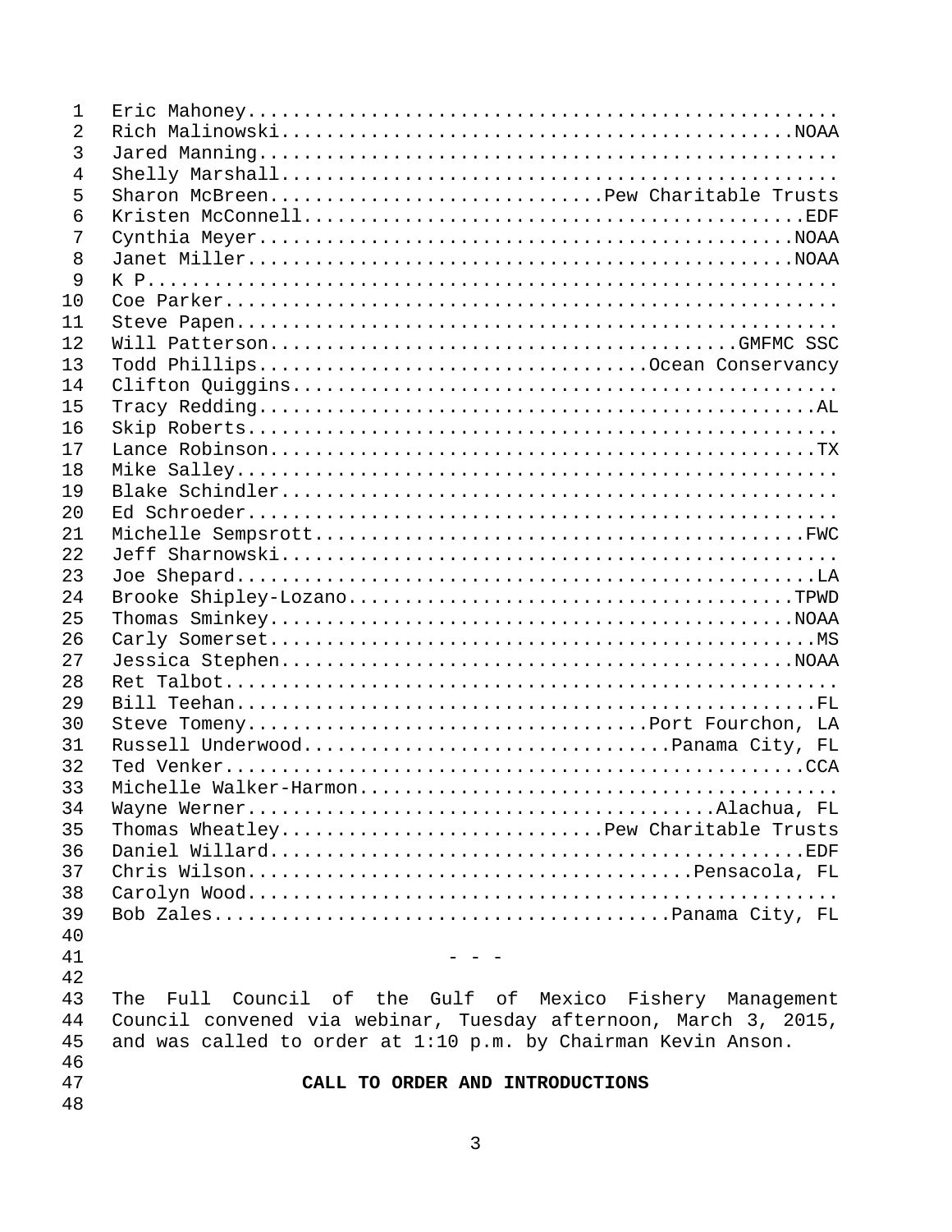Eric Mahoney......................................................
Rich Malinowski.............................................NOAA
Jared Manning.....................................................
Shelly Marshall...................................................
Sharon McBreen............................Pew Charitable Trusts
Kristen McConnell............................................EDF
Cynthia Meyer...............................................NOAA
Janet Miller................................................NOAA
K P...............................................................
Coe Parker........................................................
Steve Papen.......................................................
Will Patterson...........................................GMFMC SSC
Todd Phillips.................................Ocean Conservancy
Clifton Quiggins..................................................
Tracy Redding.................................................AL
Skip Roberts......................................................
Lance Robinson................................................TX
Mike Salley.......................................................
Blake Schindler...................................................
Ed Schroeder......................................................
Michelle Sempsrott...........................................FWC
Jeff Sharnowski...................................................
Joe Shepard...................................................LA
Brooke Shipley-Lozano.......................................TPWD
Thomas Sminkey..............................................NOAA
Carly Somerset................................................MS
Jessica Stephen.............................................NOAA
Ret Talbot........................................................
Bill Teehan...................................................FL
Steve Tomeny..................................Port Fourchon, LA
Russell Underwood.............................Panama City, FL
Ted Venker...................................................CCA
Michelle Walker-Harmon............................................
Wayne Werner......................................Alachua, FL
Thomas Wheatley...........................Pew Charitable Trusts
Daniel Willard...............................................EDF
Chris Wilson.....................................Pensacola, FL
Carolyn Wood......................................................
Bob Zales.....................................Panama City, FL

\- - -

The Full Council of the Gulf of Mexico Fishery Management Council convened via webinar, Tuesday afternoon, March 3, 2015, and was called to order at 1:10 p.m. by Chairman Kevin Anson.

**CALL TO ORDER AND INTRODUCTIONS**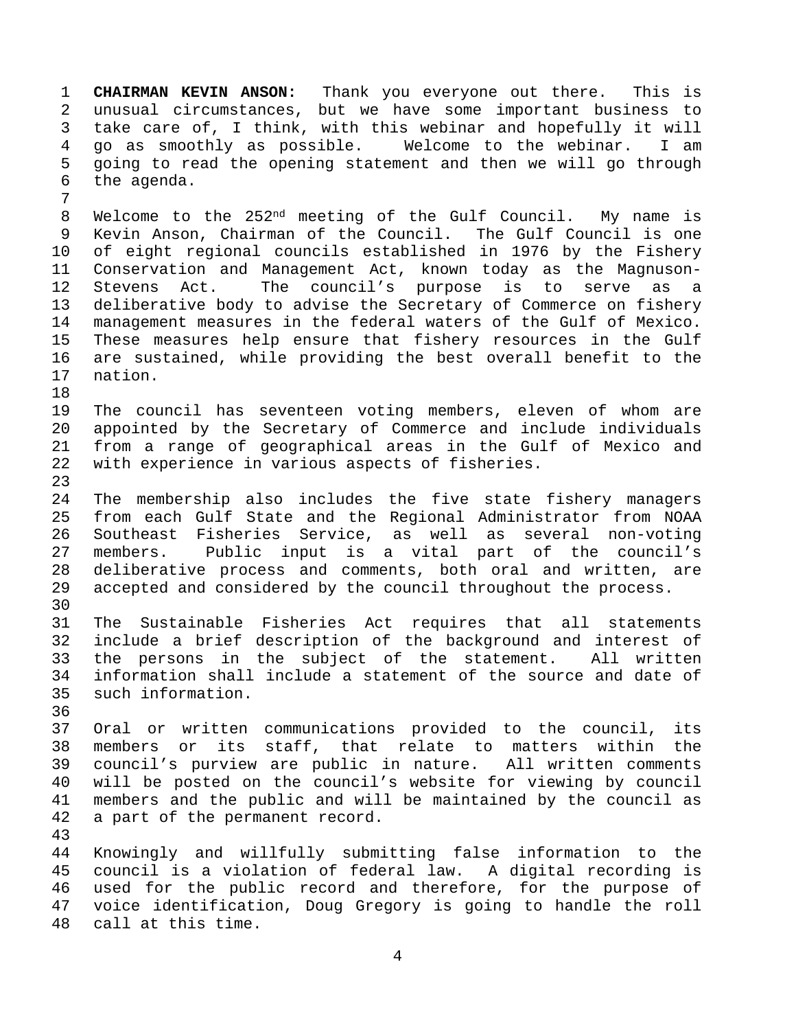**CHAIRMAN KEVIN ANSON:** Thank you everyone out there. This is unusual circumstances, but we have some important business to take care of, I think, with this webinar and hopefully it will go as smoothly as possible. Welcome to the webinar. I am going to read the opening statement and then we will go through the agenda.

Welcome to the 252nd meeting of the Gulf Council. My name is Kevin Anson, Chairman of the Council. The Gulf Council is one of eight regional councils established in 1976 by the Fishery Conservation and Management Act, known today as the Magnuson-Stevens Act. The council's purpose is to serve as a deliberative body to advise the Secretary of Commerce on fishery management measures in the federal waters of the Gulf of Mexico. These measures help ensure that fishery resources in the Gulf are sustained, while providing the best overall benefit to the nation.

The council has seventeen voting members, eleven of whom are appointed by the Secretary of Commerce and include individuals from a range of geographical areas in the Gulf of Mexico and with experience in various aspects of fisheries.

The membership also includes the five state fishery managers from each Gulf State and the Regional Administrator from NOAA Southeast Fisheries Service, as well as several non-voting members. Public input is a vital part of the council's deliberative process and comments, both oral and written, are accepted and considered by the council throughout the process.

The Sustainable Fisheries Act requires that all statements include a brief description of the background and interest of the persons in the subject of the statement. All written information shall include a statement of the source and date of such information.

Oral or written communications provided to the council, its members or its staff, that relate to matters within the council's purview are public in nature. All written comments will be posted on the council's website for viewing by council members and the public and will be maintained by the council as a part of the permanent record.

Knowingly and willfully submitting false information to the council is a violation of federal law. A digital recording is used for the public record and therefore, for the purpose of voice identification, Doug Gregory is going to handle the roll call at this time.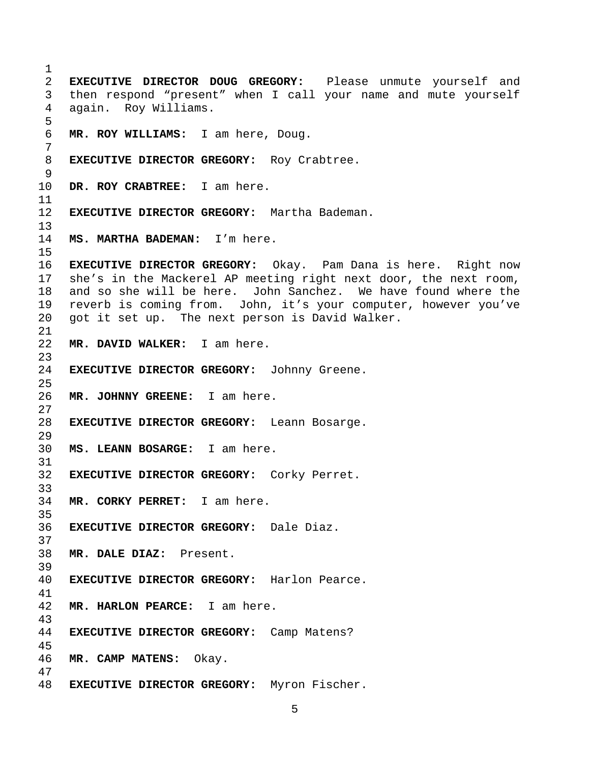**EXECUTIVE DIRECTOR DOUG GREGORY:** Please unmute yourself and then respond “present” when I call your name and mute yourself again. Roy Williams.

**MR. ROY WILLIAMS:** I am here, Doug.

**EXECUTIVE DIRECTOR GREGORY:** Roy Crabtree.

**DR. ROY CRABTREE:** I am here.

**EXECUTIVE DIRECTOR GREGORY:** Martha Bademan.

**MS. MARTHA BADEMAN:** I’m here.

**EXECUTIVE DIRECTOR GREGORY:** Okay. Pam Dana is here. Right now she’s in the Mackerel AP meeting right next door, the next room, and so she will be here. John Sanchez. We have found where the reverb is coming from. John, it’s your computer, however you’ve got it set up. The next person is David Walker.

**MR. DAVID WALKER:** I am here.

**EXECUTIVE DIRECTOR GREGORY:** Johnny Greene.

**MR. JOHNNY GREENE:** I am here.

**EXECUTIVE DIRECTOR GREGORY:** Leann Bosarge.

**MS. LEANN BOSARGE:** I am here.

**EXECUTIVE DIRECTOR GREGORY:** Corky Perret.

**MR. CORKY PERRET:** I am here.

**EXECUTIVE DIRECTOR GREGORY:** Dale Diaz.

**MR. DALE DIAZ:** Present.

**EXECUTIVE DIRECTOR GREGORY:** Harlon Pearce.

**MR. HARLON PEARCE:** I am here.

**EXECUTIVE DIRECTOR GREGORY:** Camp Matens?

**MR. CAMP MATENS:** Okay.

**EXECUTIVE DIRECTOR GREGORY:** Myron Fischer.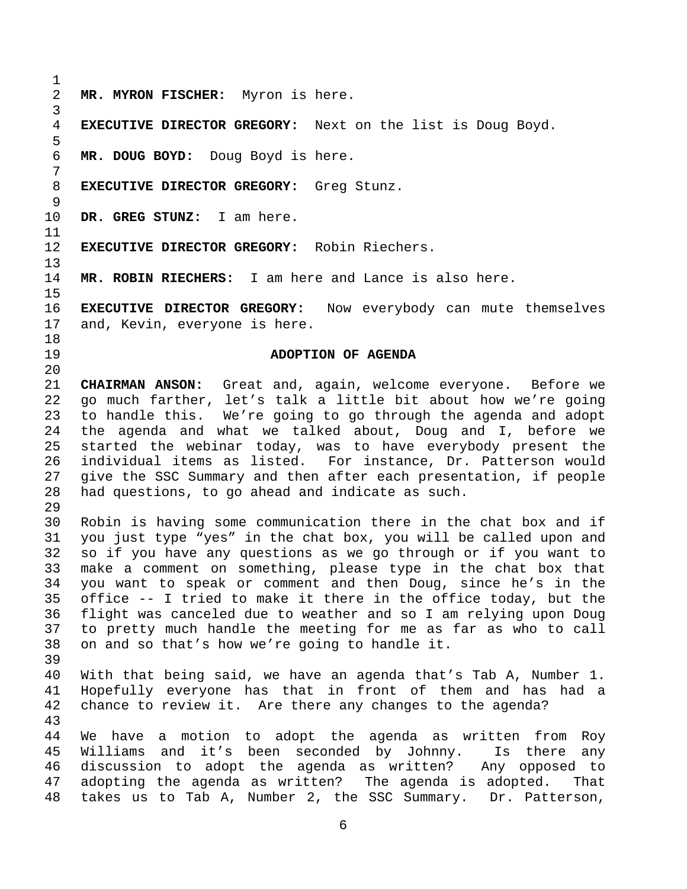**MR. MYRON FISCHER:** Myron is here.

**EXECUTIVE DIRECTOR GREGORY:** Next on the list is Doug Boyd.

**MR. DOUG BOYD:** Doug Boyd is here.

**EXECUTIVE DIRECTOR GREGORY:** Greg Stunz.

**DR. GREG STUNZ:** I am here.

**EXECUTIVE DIRECTOR GREGORY:** Robin Riechers.

**MR. ROBIN RIECHERS:** I am here and Lance is also here.

**EXECUTIVE DIRECTOR GREGORY:** Now everybody can mute themselves and, Kevin, everyone is here.

## ADOPTION OF AGENDA

**CHAIRMAN ANSON:** Great and, again, welcome everyone. Before we go much farther, let's talk a little bit about how we're going to handle this. We're going to go through the agenda and adopt the agenda and what we talked about, Doug and I, before we started the webinar today, was to have everybody present the individual items as listed. For instance, Dr. Patterson would give the SSC Summary and then after each presentation, if people had questions, to go ahead and indicate as such.

Robin is having some communication there in the chat box and if you just type "yes" in the chat box, you will be called upon and so if you have any questions as we go through or if you want to make a comment on something, please type in the chat box that you want to speak or comment and then Doug, since he's in the office -- I tried to make it there in the office today, but the flight was canceled due to weather and so I am relying upon Doug to pretty much handle the meeting for me as far as who to call on and so that's how we're going to handle it.

With that being said, we have an agenda that's Tab A, Number 1. Hopefully everyone has that in front of them and has had a chance to review it. Are there any changes to the agenda?

We have a motion to adopt the agenda as written from Roy Williams and it's been seconded by Johnny. Is there any discussion to adopt the agenda as written? Any opposed to adopting the agenda as written? The agenda is adopted. That takes us to Tab A, Number 2, the SSC Summary. Dr. Patterson,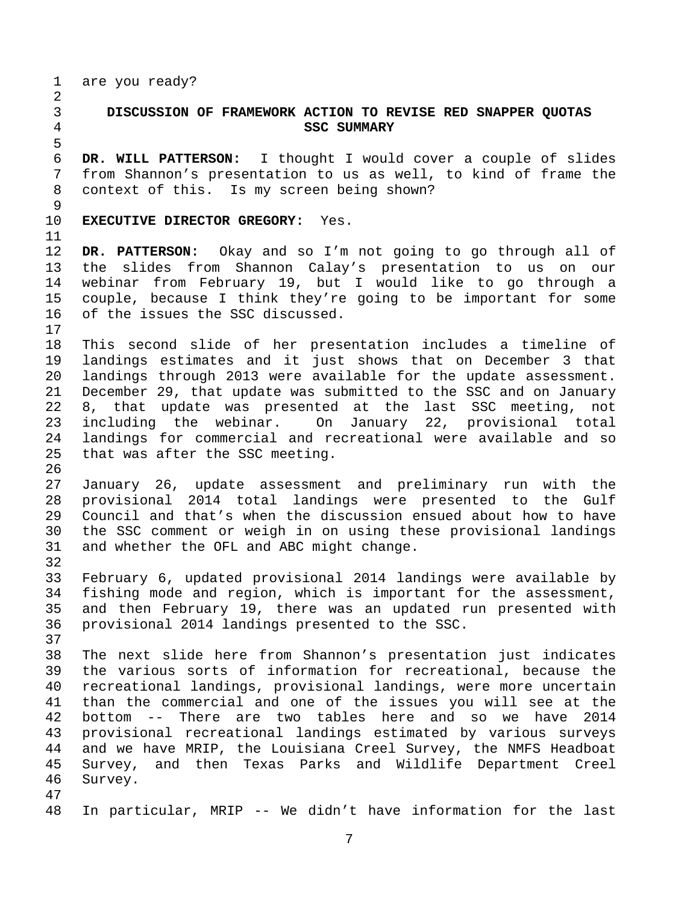are you ready?

**DISCUSSION OF FRAMEWORK ACTION TO REVISE RED SNAPPER QUOTAS**
**SSC SUMMARY**

**DR. WILL PATTERSON:** I thought I would cover a couple of slides from Shannon's presentation to us as well, to kind of frame the context of this. Is my screen being shown?

**EXECUTIVE DIRECTOR GREGORY:** Yes.

**DR. PATTERSON:** Okay and so I'm not going to go through all of the slides from Shannon Calay's presentation to us on our webinar from February 19, but I would like to go through a couple, because I think they're going to be important for some of the issues the SSC discussed.

This second slide of her presentation includes a timeline of landings estimates and it just shows that on December 3 that landings through 2013 were available for the update assessment. December 29, that update was submitted to the SSC and on January 8, that update was presented at the last SSC meeting, not including the webinar. On January 22, provisional total landings for commercial and recreational were available and so that was after the SSC meeting.

January 26, update assessment and preliminary run with the provisional 2014 total landings were presented to the Gulf Council and that's when the discussion ensued about how to have the SSC comment or weigh in on using these provisional landings and whether the OFL and ABC might change.

February 6, updated provisional 2014 landings were available by fishing mode and region, which is important for the assessment, and then February 19, there was an updated run presented with provisional 2014 landings presented to the SSC.

The next slide here from Shannon's presentation just indicates the various sorts of information for recreational, because the recreational landings, provisional landings, were more uncertain than the commercial and one of the issues you will see at the bottom -- There are two tables here and so we have 2014 provisional recreational landings estimated by various surveys and we have MRIP, the Louisiana Creel Survey, the NMFS Headboat Survey, and then Texas Parks and Wildlife Department Creel Survey.

In particular, MRIP -- We didn't have information for the last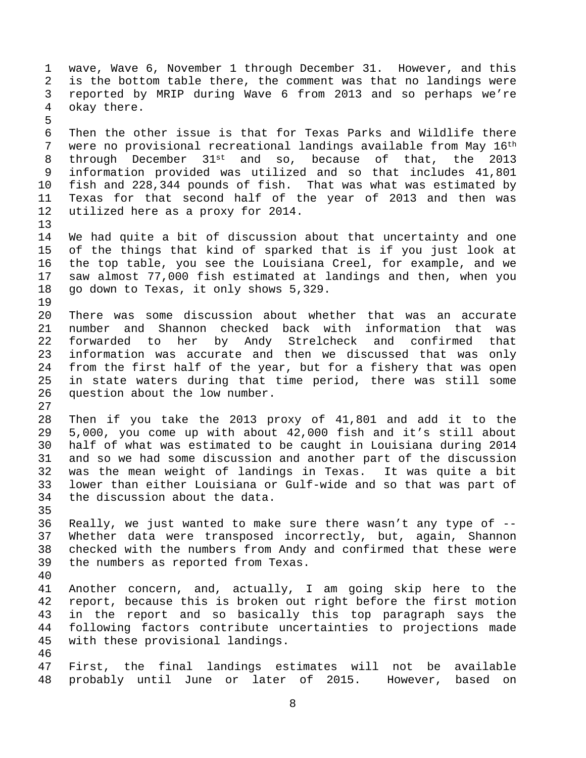wave, Wave 6, November 1 through December 31. However, and this is the bottom table there, the comment was that no landings were reported by MRIP during Wave 6 from 2013 and so perhaps we're okay there.

Then the other issue is that for Texas Parks and Wildlife there were no provisional recreational landings available from May 16th through December 31st and so, because of that, the 2013 information provided was utilized and so that includes 41,801 fish and 228,344 pounds of fish. That was what was estimated by Texas for that second half of the year of 2013 and then was utilized here as a proxy for 2014.

We had quite a bit of discussion about that uncertainty and one of the things that kind of sparked that is if you just look at the top table, you see the Louisiana Creel, for example, and we saw almost 77,000 fish estimated at landings and then, when you go down to Texas, it only shows 5,329.

There was some discussion about whether that was an accurate number and Shannon checked back with information that was forwarded to her by Andy Strelcheck and confirmed that information was accurate and then we discussed that was only from the first half of the year, but for a fishery that was open in state waters during that time period, there was still some question about the low number.

Then if you take the 2013 proxy of 41,801 and add it to the 5,000, you come up with about 42,000 fish and it's still about half of what was estimated to be caught in Louisiana during 2014 and so we had some discussion and another part of the discussion was the mean weight of landings in Texas. It was quite a bit lower than either Louisiana or Gulf-wide and so that was part of the discussion about the data.

Really, we just wanted to make sure there wasn't any type of -- Whether data were transposed incorrectly, but, again, Shannon checked with the numbers from Andy and confirmed that these were the numbers as reported from Texas.

Another concern, and, actually, I am going skip here to the report, because this is broken out right before the first motion in the report and so basically this top paragraph says the following factors contribute uncertainties to projections made with these provisional landings.

First, the final landings estimates will not be available probably until June or later of 2015. However, based on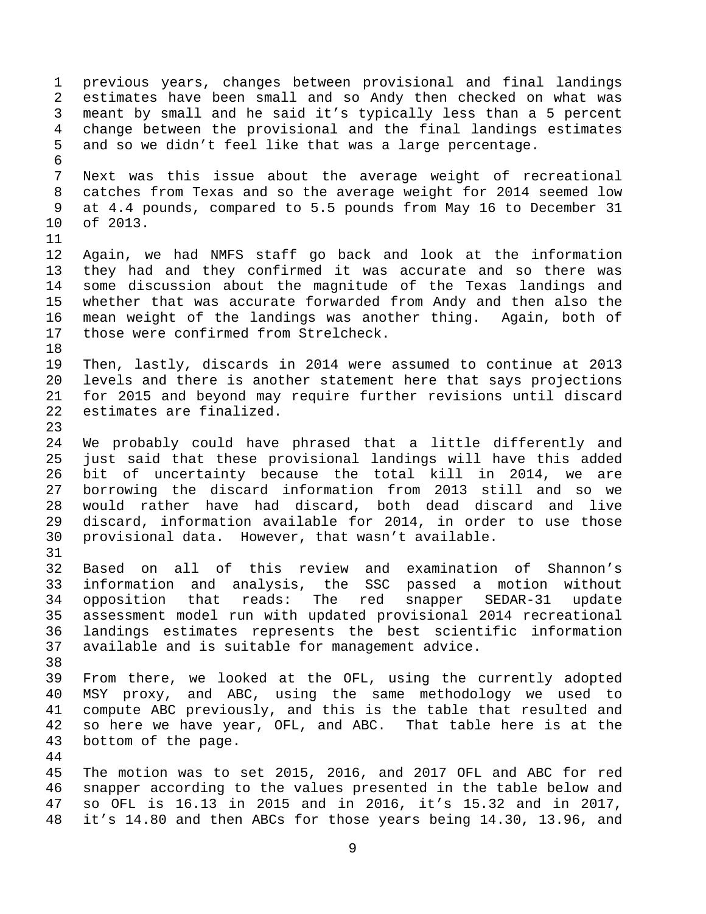previous years, changes between provisional and final landings estimates have been small and so Andy then checked on what was meant by small and he said it's typically less than a 5 percent change between the provisional and the final landings estimates and so we didn't feel like that was a large percentage.

Next was this issue about the average weight of recreational catches from Texas and so the average weight for 2014 seemed low at 4.4 pounds, compared to 5.5 pounds from May 16 to December 31 of 2013.

Again, we had NMFS staff go back and look at the information they had and they confirmed it was accurate and so there was some discussion about the magnitude of the Texas landings and whether that was accurate forwarded from Andy and then also the mean weight of the landings was another thing. Again, both of those were confirmed from Strelcheck.

Then, lastly, discards in 2014 were assumed to continue at 2013 levels and there is another statement here that says projections for 2015 and beyond may require further revisions until discard estimates are finalized.

We probably could have phrased that a little differently and just said that these provisional landings will have this added bit of uncertainty because the total kill in 2014, we are borrowing the discard information from 2013 still and so we would rather have had discard, both dead discard and live discard, information available for 2014, in order to use those provisional data. However, that wasn't available.

Based on all of this review and examination of Shannon's information and analysis, the SSC passed a motion without opposition that reads: The red snapper SEDAR-31 update assessment model run with updated provisional 2014 recreational landings estimates represents the best scientific information available and is suitable for management advice.

From there, we looked at the OFL, using the currently adopted MSY proxy, and ABC, using the same methodology we used to compute ABC previously, and this is the table that resulted and so here we have year, OFL, and ABC. That table here is at the bottom of the page.

The motion was to set 2015, 2016, and 2017 OFL and ABC for red snapper according to the values presented in the table below and so OFL is 16.13 in 2015 and in 2016, it's 15.32 and in 2017, it's 14.80 and then ABCs for those years being 14.30, 13.96, and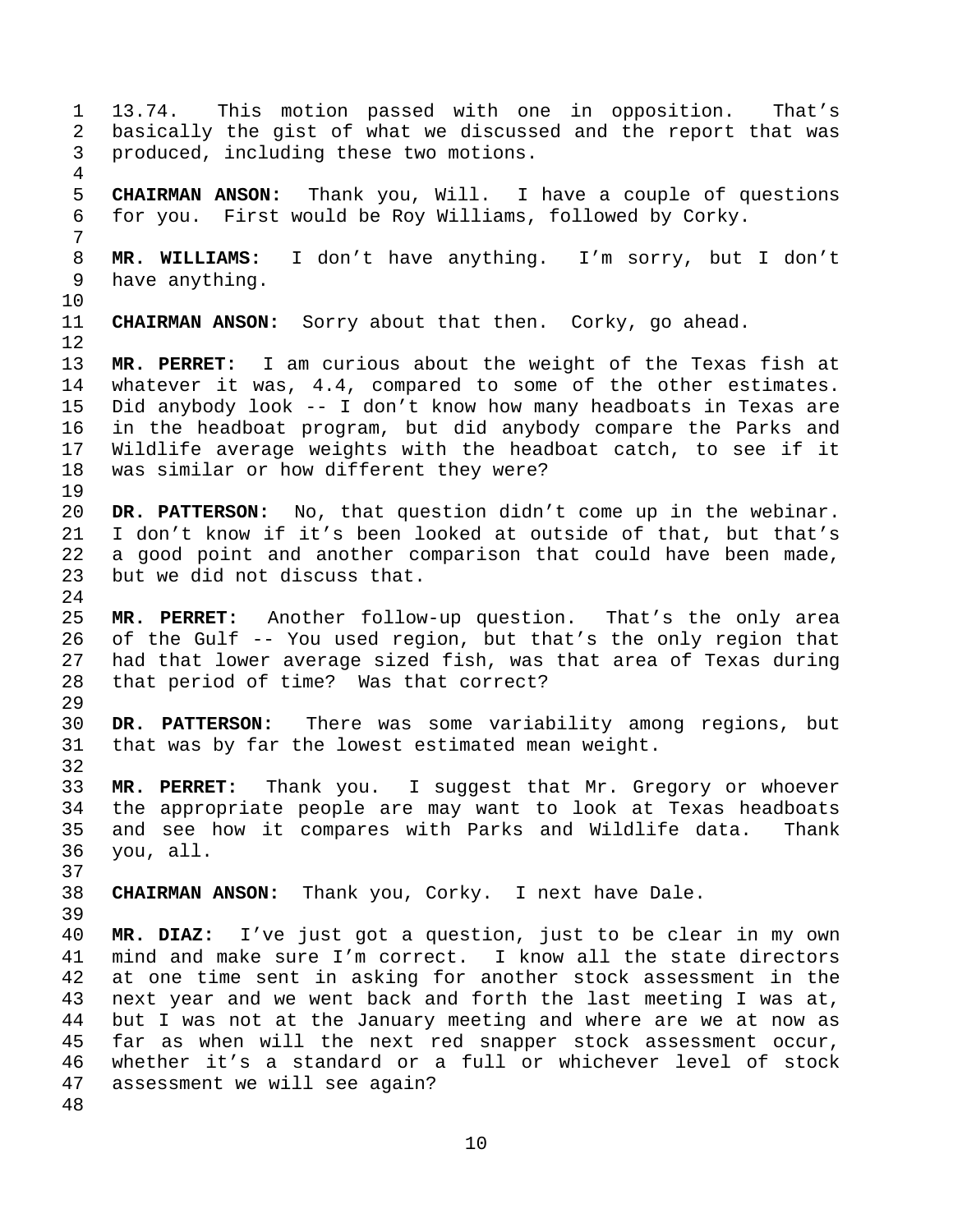13.74. This motion passed with one in opposition. That's basically the gist of what we discussed and the report that was produced, including these two motions.

**CHAIRMAN ANSON:** Thank you, Will. I have a couple of questions for you. First would be Roy Williams, followed by Corky.

**MR. WILLIAMS:** I don't have anything. I'm sorry, but I don't have anything.

**CHAIRMAN ANSON:** Sorry about that then. Corky, go ahead.

**MR. PERRET:** I am curious about the weight of the Texas fish at whatever it was, 4.4, compared to some of the other estimates. Did anybody look -- I don't know how many headboats in Texas are in the headboat program, but did anybody compare the Parks and Wildlife average weights with the headboat catch, to see if it was similar or how different they were?

**DR. PATTERSON:** No, that question didn't come up in the webinar. I don't know if it's been looked at outside of that, but that's a good point and another comparison that could have been made, but we did not discuss that.

**MR. PERRET:** Another follow-up question. That's the only area of the Gulf -- You used region, but that's the only region that had that lower average sized fish, was that area of Texas during that period of time? Was that correct?

**DR. PATTERSON:** There was some variability among regions, but that was by far the lowest estimated mean weight.

**MR. PERRET:** Thank you. I suggest that Mr. Gregory or whoever the appropriate people are may want to look at Texas headboats and see how it compares with Parks and Wildlife data. Thank you, all.

**CHAIRMAN ANSON:** Thank you, Corky. I next have Dale.

**MR. DIAZ:** I've just got a question, just to be clear in my own mind and make sure I'm correct. I know all the state directors at one time sent in asking for another stock assessment in the next year and we went back and forth the last meeting I was at, but I was not at the January meeting and where are we at now as far as when will the next red snapper stock assessment occur, whether it's a standard or a full or whichever level of stock assessment we will see again?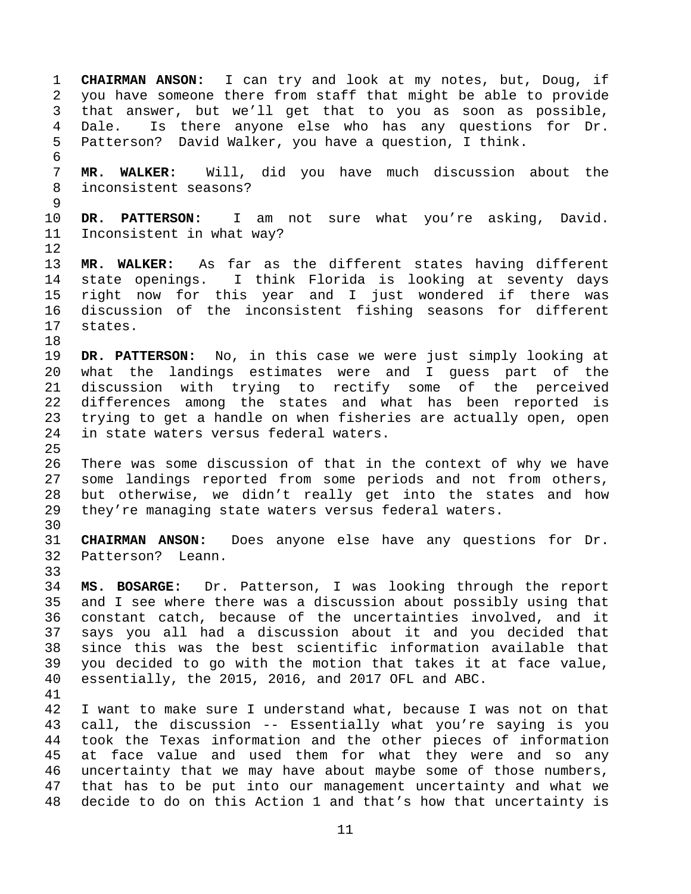**CHAIRMAN ANSON:** I can try and look at my notes, but, Doug, if you have someone there from staff that might be able to provide that answer, but we'll get that to you as soon as possible, Dale. Is there anyone else who has any questions for Dr. Patterson? David Walker, you have a question, I think.

**MR. WALKER:** Will, did you have much discussion about the inconsistent seasons?

**DR. PATTERSON:** I am not sure what you're asking, David. Inconsistent in what way?

**MR. WALKER:** As far as the different states having different state openings. I think Florida is looking at seventy days right now for this year and I just wondered if there was discussion of the inconsistent fishing seasons for different states.

**DR. PATTERSON:** No, in this case we were just simply looking at what the landings estimates were and I guess part of the discussion with trying to rectify some of the perceived differences among the states and what has been reported is trying to get a handle on when fisheries are actually open, open in state waters versus federal waters.

There was some discussion of that in the context of why we have some landings reported from some periods and not from others, but otherwise, we didn't really get into the states and how they're managing state waters versus federal waters.

**CHAIRMAN ANSON:** Does anyone else have any questions for Dr. Patterson? Leann.

**MS. BOSARGE:** Dr. Patterson, I was looking through the report and I see where there was a discussion about possibly using that constant catch, because of the uncertainties involved, and it says you all had a discussion about it and you decided that since this was the best scientific information available that you decided to go with the motion that takes it at face value, essentially, the 2015, 2016, and 2017 OFL and ABC.

I want to make sure I understand what, because I was not on that call, the discussion -- Essentially what you're saying is you took the Texas information and the other pieces of information at face value and used them for what they were and so any uncertainty that we may have about maybe some of those numbers, that has to be put into our management uncertainty and what we decide to do on this Action 1 and that's how that uncertainty is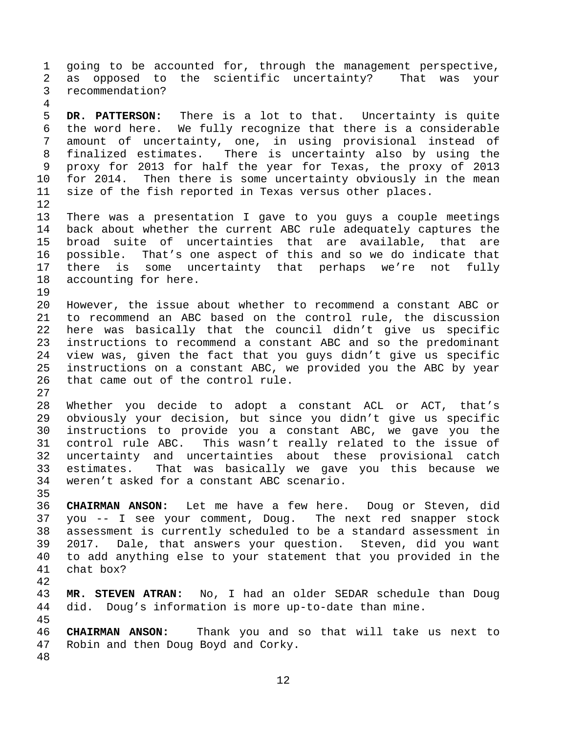going to be accounted for, through the management perspective, as opposed to the scientific uncertainty? That was your recommendation?

**DR. PATTERSON:** There is a lot to that. Uncertainty is quite the word here. We fully recognize that there is a considerable amount of uncertainty, one, in using provisional instead of finalized estimates. There is uncertainty also by using the proxy for 2013 for half the year for Texas, the proxy of 2013 for 2014. Then there is some uncertainty obviously in the mean size of the fish reported in Texas versus other places.

There was a presentation I gave to you guys a couple meetings back about whether the current ABC rule adequately captures the broad suite of uncertainties that are available, that are possible. That's one aspect of this and so we do indicate that there is some uncertainty that perhaps we're not fully accounting for here.

However, the issue about whether to recommend a constant ABC or to recommend an ABC based on the control rule, the discussion here was basically that the council didn't give us specific instructions to recommend a constant ABC and so the predominant view was, given the fact that you guys didn't give us specific instructions on a constant ABC, we provided you the ABC by year that came out of the control rule.

Whether you decide to adopt a constant ACL or ACT, that's obviously your decision, but since you didn't give us specific instructions to provide you a constant ABC, we gave you the control rule ABC. This wasn't really related to the issue of uncertainty and uncertainties about these provisional catch estimates. That was basically we gave you this because we weren't asked for a constant ABC scenario.

**CHAIRMAN ANSON:** Let me have a few here. Doug or Steven, did you -- I see your comment, Doug. The next red snapper stock assessment is currently scheduled to be a standard assessment in 2017. Dale, that answers your question. Steven, did you want to add anything else to your statement that you provided in the chat box?

**MR. STEVEN ATRAN:** No, I had an older SEDAR schedule than Doug did. Doug's information is more up-to-date than mine.

**CHAIRMAN ANSON:** Thank you and so that will take us next to Robin and then Doug Boyd and Corky.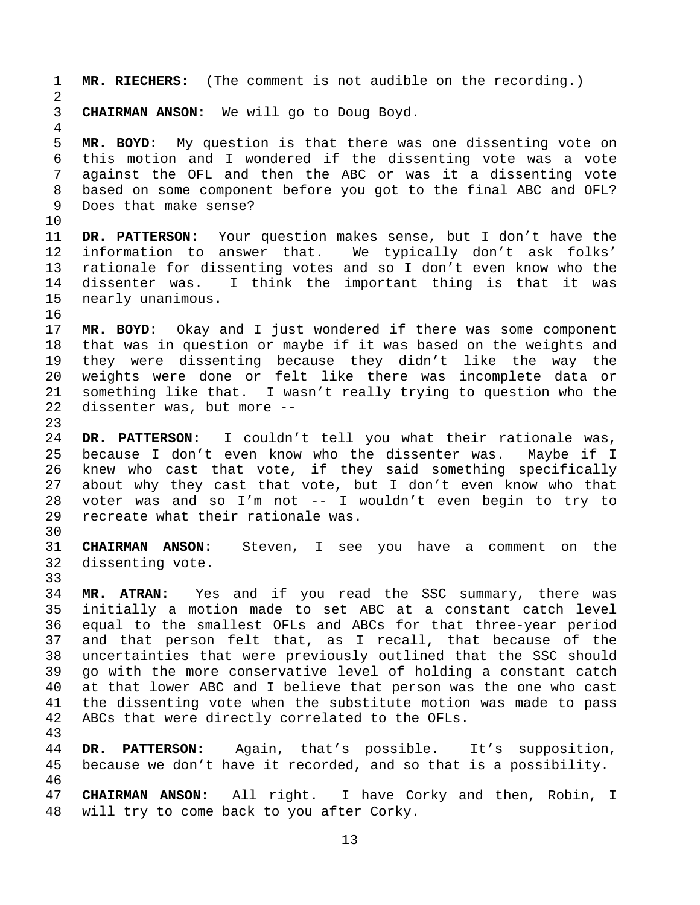**MR. RIECHERS:** (The comment is not audible on the recording.)

**CHAIRMAN ANSON:** We will go to Doug Boyd.

**MR. BOYD:** My question is that there was one dissenting vote on this motion and I wondered if the dissenting vote was a vote against the OFL and then the ABC or was it a dissenting vote based on some component before you got to the final ABC and OFL? Does that make sense?

**DR. PATTERSON:** Your question makes sense, but I don't have the information to answer that. We typically don't ask folks' rationale for dissenting votes and so I don't even know who the dissenter was. I think the important thing is that it was nearly unanimous.

**MR. BOYD:** Okay and I just wondered if there was some component that was in question or maybe if it was based on the weights and they were dissenting because they didn't like the way the weights were done or felt like there was incomplete data or something like that. I wasn't really trying to question who the dissenter was, but more --

**DR. PATTERSON:** I couldn't tell you what their rationale was, because I don't even know who the dissenter was. Maybe if I knew who cast that vote, if they said something specifically about why they cast that vote, but I don't even know who that voter was and so I'm not -- I wouldn't even begin to try to recreate what their rationale was.

**CHAIRMAN ANSON:** Steven, I see you have a comment on the dissenting vote.

**MR. ATRAN:** Yes and if you read the SSC summary, there was initially a motion made to set ABC at a constant catch level equal to the smallest OFLs and ABCs for that three-year period and that person felt that, as I recall, that because of the uncertainties that were previously outlined that the SSC should go with the more conservative level of holding a constant catch at that lower ABC and I believe that person was the one who cast the dissenting vote when the substitute motion was made to pass ABCs that were directly correlated to the OFLs.

**DR. PATTERSON:** Again, that's possible. It's supposition, because we don't have it recorded, and so that is a possibility.

**CHAIRMAN ANSON:** All right. I have Corky and then, Robin, I will try to come back to you after Corky.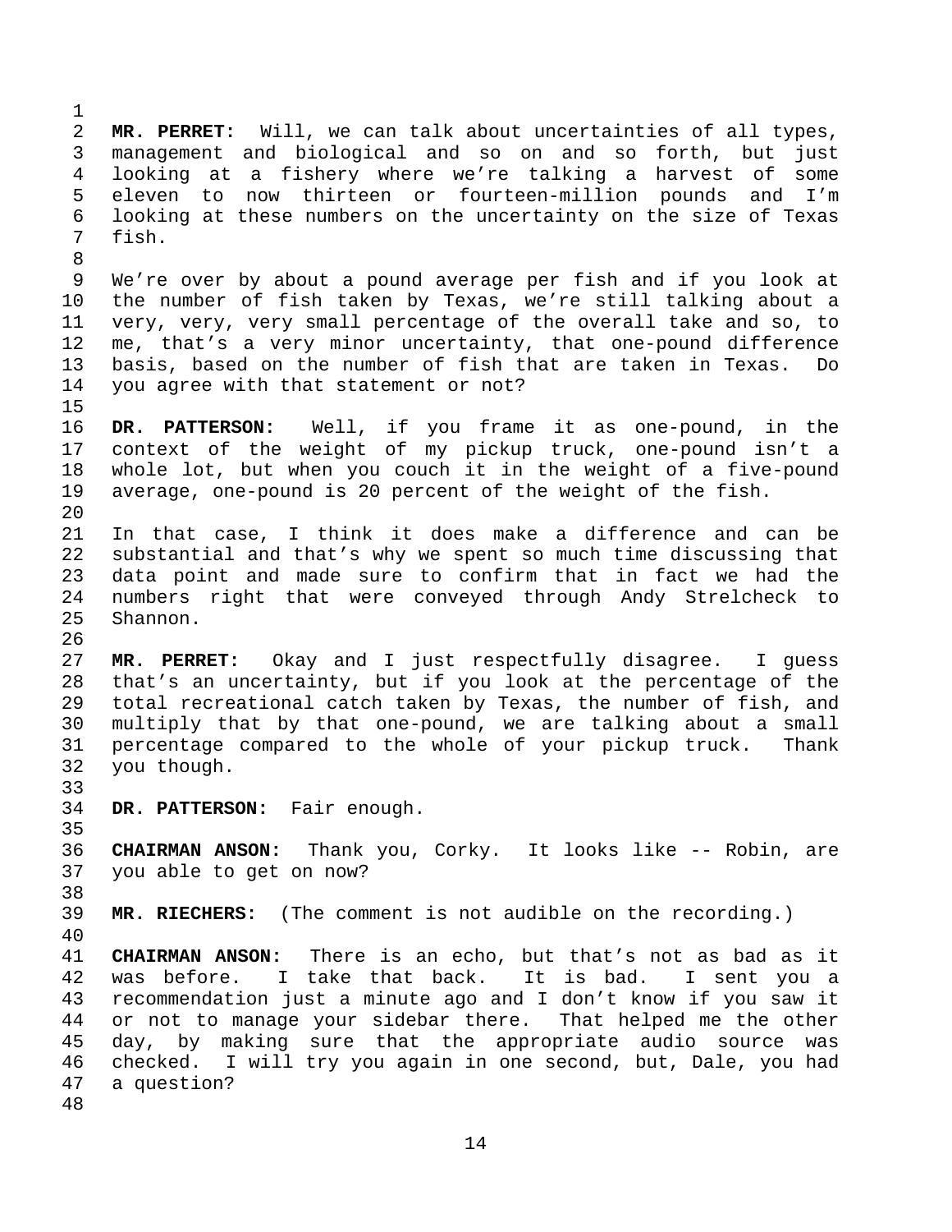**MR. PERRET:** Will, we can talk about uncertainties of all types, management and biological and so on and so forth, but just looking at a fishery where we're talking a harvest of some eleven to now thirteen or fourteen-million pounds and I'm looking at these numbers on the uncertainty on the size of Texas fish.

We're over by about a pound average per fish and if you look at the number of fish taken by Texas, we're still talking about a very, very, very small percentage of the overall take and so, to me, that's a very minor uncertainty, that one-pound difference basis, based on the number of fish that are taken in Texas. Do you agree with that statement or not?

**DR. PATTERSON:** Well, if you frame it as one-pound, in the context of the weight of my pickup truck, one-pound isn't a whole lot, but when you couch it in the weight of a five-pound average, one-pound is 20 percent of the weight of the fish.

In that case, I think it does make a difference and can be substantial and that's why we spent so much time discussing that data point and made sure to confirm that in fact we had the numbers right that were conveyed through Andy Strelcheck to Shannon.

**MR. PERRET:** Okay and I just respectfully disagree. I guess that's an uncertainty, but if you look at the percentage of the total recreational catch taken by Texas, the number of fish, and multiply that by that one-pound, we are talking about a small percentage compared to the whole of your pickup truck. Thank you though.

**DR. PATTERSON:** Fair enough.

**CHAIRMAN ANSON:** Thank you, Corky. It looks like -- Robin, are you able to get on now?

**MR. RIECHERS:** (The comment is not audible on the recording.)

**CHAIRMAN ANSON:** There is an echo, but that's not as bad as it was before. I take that back. It is bad. I sent you a recommendation just a minute ago and I don't know if you saw it or not to manage your sidebar there. That helped me the other day, by making sure that the appropriate audio source was checked. I will try you again in one second, but, Dale, you had a question?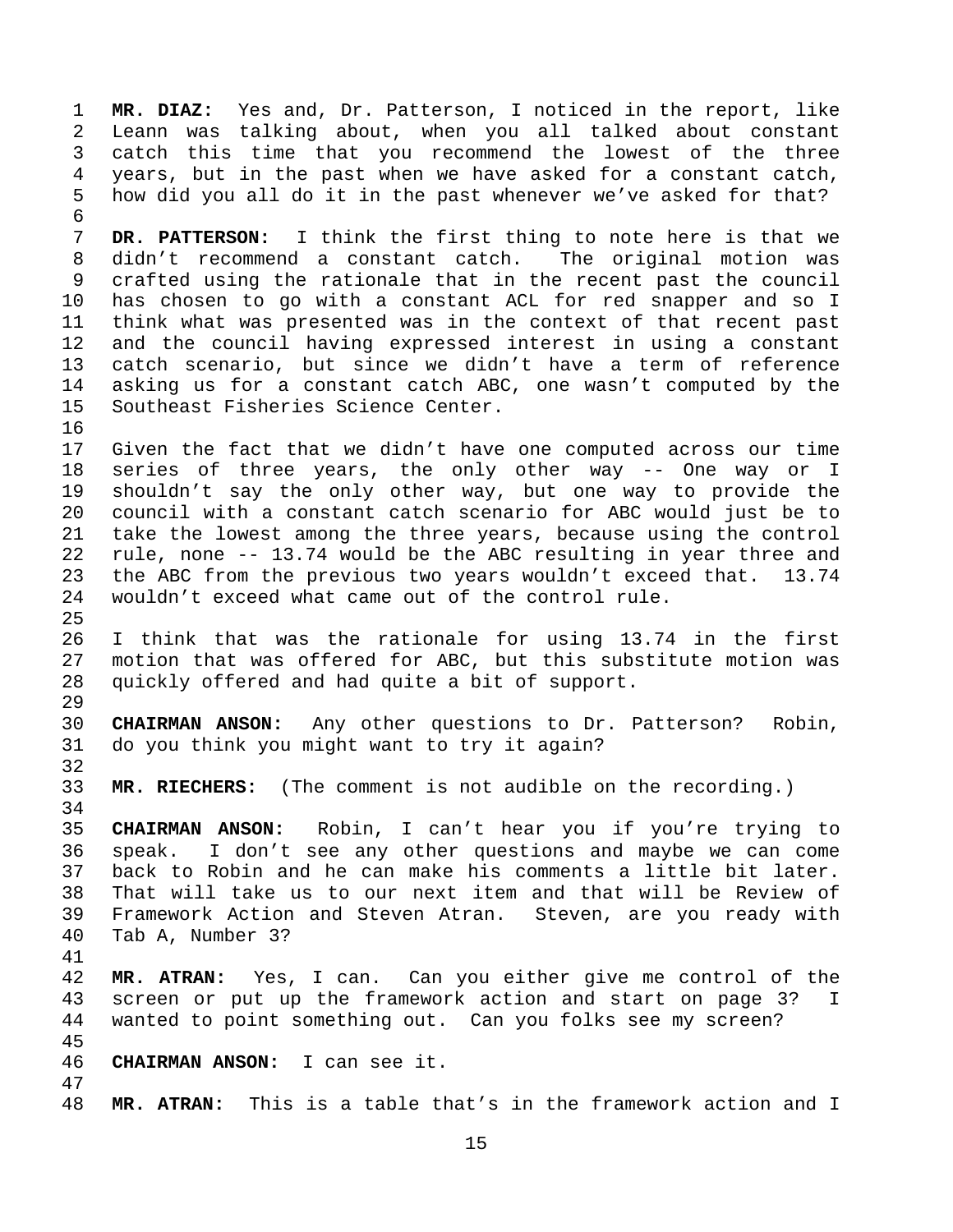**MR. DIAZ:** Yes and, Dr. Patterson, I noticed in the report, like Leann was talking about, when you all talked about constant catch this time that you recommend the lowest of the three years, but in the past when we have asked for a constant catch, how did you all do it in the past whenever we've asked for that?

**DR. PATTERSON:** I think the first thing to note here is that we didn't recommend a constant catch. The original motion was crafted using the rationale that in the recent past the council has chosen to go with a constant ACL for red snapper and so I think what was presented was in the context of that recent past and the council having expressed interest in using a constant catch scenario, but since we didn't have a term of reference asking us for a constant catch ABC, one wasn't computed by the Southeast Fisheries Science Center.

Given the fact that we didn't have one computed across our time series of three years, the only other way -- One way or I shouldn't say the only other way, but one way to provide the council with a constant catch scenario for ABC would just be to take the lowest among the three years, because using the control rule, none -- 13.74 would be the ABC resulting in year three and the ABC from the previous two years wouldn't exceed that. 13.74 wouldn't exceed what came out of the control rule.

I think that was the rationale for using 13.74 in the first motion that was offered for ABC, but this substitute motion was quickly offered and had quite a bit of support.

**CHAIRMAN ANSON:** Any other questions to Dr. Patterson? Robin, do you think you might want to try it again?

**MR. RIECHERS:** (The comment is not audible on the recording.)

**CHAIRMAN ANSON:** Robin, I can't hear you if you're trying to speak. I don't see any other questions and maybe we can come back to Robin and he can make his comments a little bit later. That will take us to our next item and that will be Review of Framework Action and Steven Atran. Steven, are you ready with Tab A, Number 3?

**MR. ATRAN:** Yes, I can. Can you either give me control of the screen or put up the framework action and start on page 3? I wanted to point something out. Can you folks see my screen?

**CHAIRMAN ANSON:** I can see it.

**MR. ATRAN:** This is a table that's in the framework action and I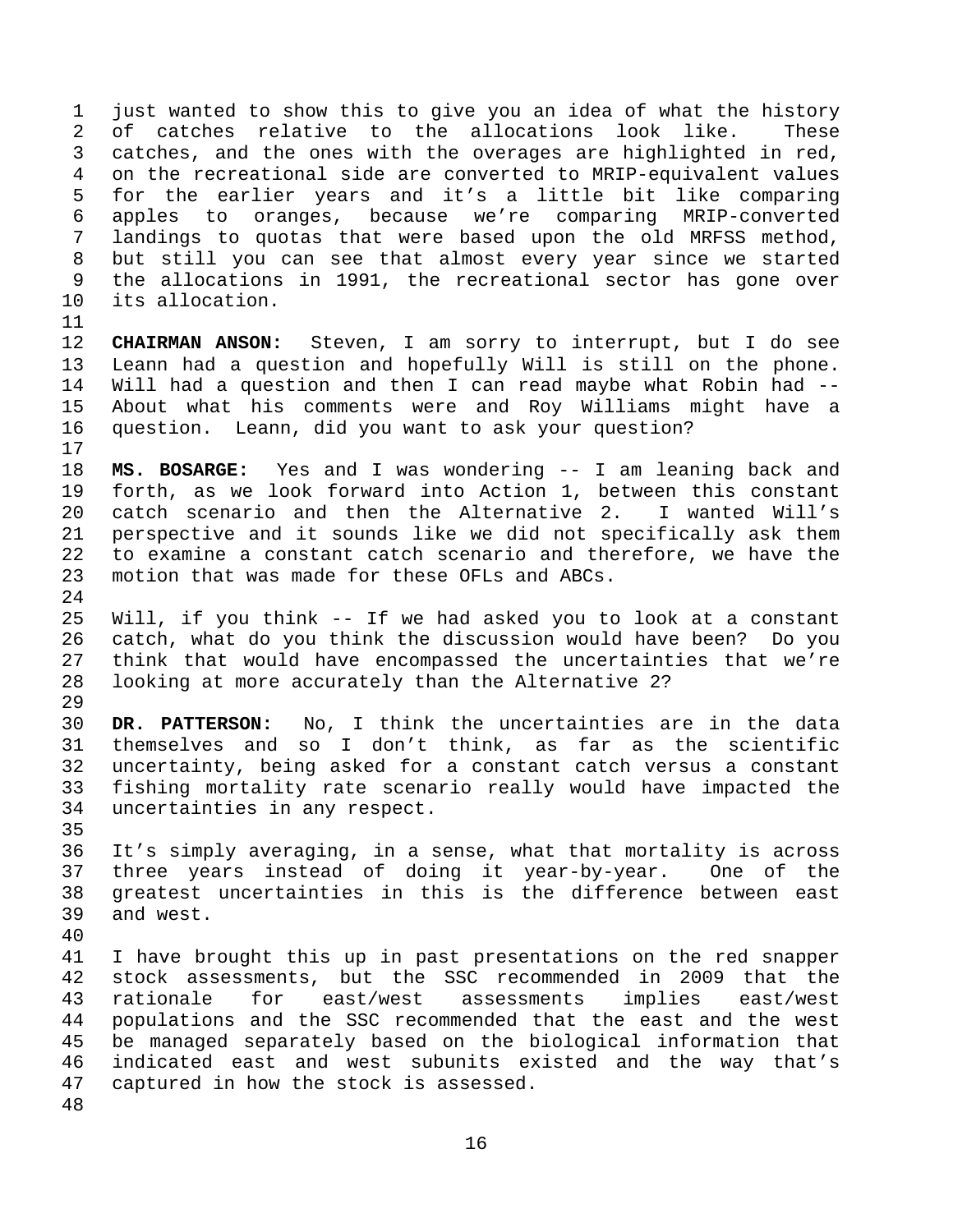just wanted to show this to give you an idea of what the history of catches relative to the allocations look like. These catches, and the ones with the overages are highlighted in red, on the recreational side are converted to MRIP-equivalent values for the earlier years and it's a little bit like comparing apples to oranges, because we're comparing MRIP-converted landings to quotas that were based upon the old MRFSS method, but still you can see that almost every year since we started the allocations in 1991, the recreational sector has gone over its allocation.

**CHAIRMAN ANSON:** Steven, I am sorry to interrupt, but I do see Leann had a question and hopefully Will is still on the phone. Will had a question and then I can read maybe what Robin had -- About what his comments were and Roy Williams might have a question. Leann, did you want to ask your question?

**MS. BOSARGE:** Yes and I was wondering -- I am leaning back and forth, as we look forward into Action 1, between this constant catch scenario and then the Alternative 2. I wanted Will's perspective and it sounds like we did not specifically ask them to examine a constant catch scenario and therefore, we have the motion that was made for these OFLs and ABCs.

Will, if you think -- If we had asked you to look at a constant catch, what do you think the discussion would have been? Do you think that would have encompassed the uncertainties that we're looking at more accurately than the Alternative 2?

**DR. PATTERSON:** No, I think the uncertainties are in the data themselves and so I don't think, as far as the scientific uncertainty, being asked for a constant catch versus a constant fishing mortality rate scenario really would have impacted the uncertainties in any respect.

It's simply averaging, in a sense, what that mortality is across three years instead of doing it year-by-year. One of the greatest uncertainties in this is the difference between east and west.

I have brought this up in past presentations on the red snapper stock assessments, but the SSC recommended in 2009 that the rationale for east/west assessments implies east/west populations and the SSC recommended that the east and the west be managed separately based on the biological information that indicated east and west subunits existed and the way that's captured in how the stock is assessed.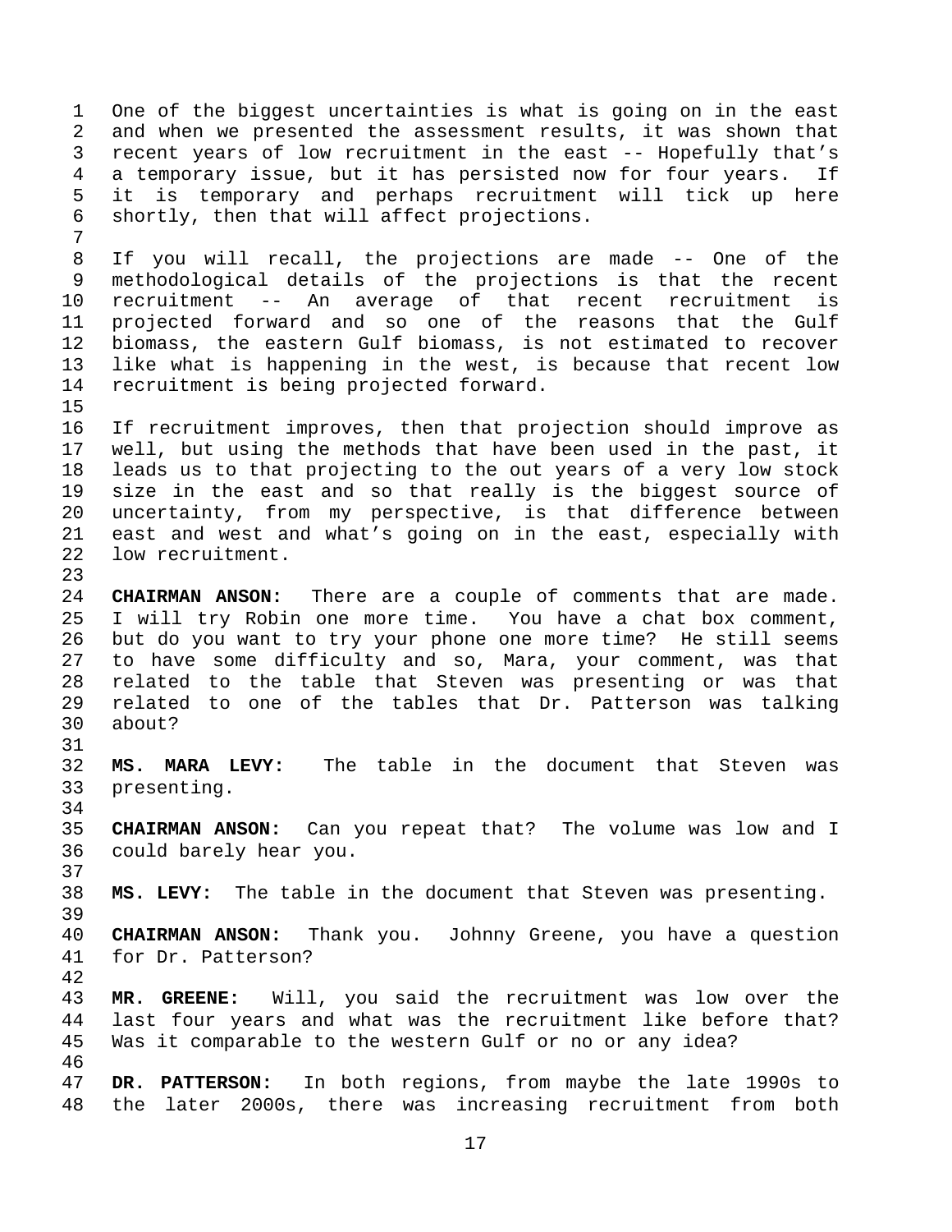One of the biggest uncertainties is what is going on in the east and when we presented the assessment results, it was shown that recent years of low recruitment in the east -- Hopefully that's a temporary issue, but it has persisted now for four years. If it is temporary and perhaps recruitment will tick up here shortly, then that will affect projections.

If you will recall, the projections are made -- One of the methodological details of the projections is that the recent recruitment -- An average of that recent recruitment is projected forward and so one of the reasons that the Gulf biomass, the eastern Gulf biomass, is not estimated to recover like what is happening in the west, is because that recent low recruitment is being projected forward.

If recruitment improves, then that projection should improve as well, but using the methods that have been used in the past, it leads us to that projecting to the out years of a very low stock size in the east and so that really is the biggest source of uncertainty, from my perspective, is that difference between east and west and what's going on in the east, especially with low recruitment.

**CHAIRMAN ANSON:** There are a couple of comments that are made. I will try Robin one more time. You have a chat box comment, but do you want to try your phone one more time? He still seems to have some difficulty and so, Mara, your comment, was that related to the table that Steven was presenting or was that related to one of the tables that Dr. Patterson was talking about?

**MS. MARA LEVY:** The table in the document that Steven was presenting.

**CHAIRMAN ANSON:** Can you repeat that? The volume was low and I could barely hear you.

**MS. LEVY:** The table in the document that Steven was presenting.

**CHAIRMAN ANSON:** Thank you. Johnny Greene, you have a question for Dr. Patterson?

**MR. GREENE:** Will, you said the recruitment was low over the last four years and what was the recruitment like before that? Was it comparable to the western Gulf or no or any idea?

**DR. PATTERSON:** In both regions, from maybe the late 1990s to the later 2000s, there was increasing recruitment from both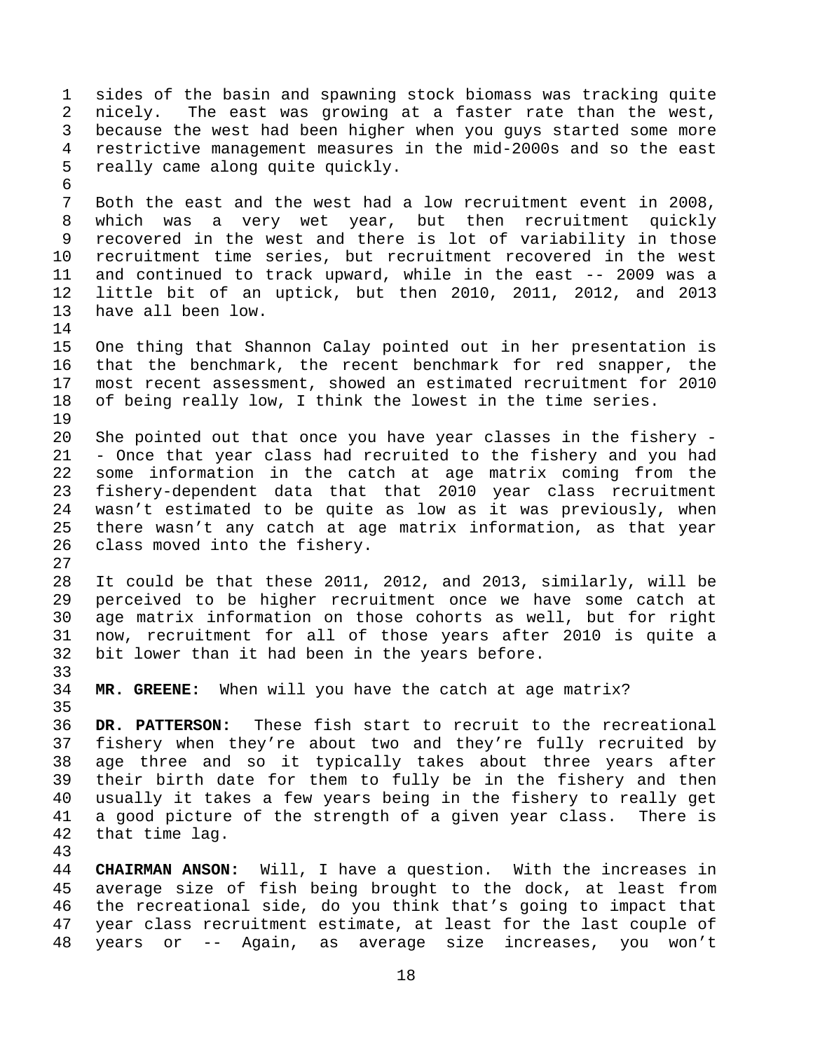sides of the basin and spawning stock biomass was tracking quite nicely. The east was growing at a faster rate than the west, because the west had been higher when you guys started some more restrictive management measures in the mid-2000s and so the east really came along quite quickly.

Both the east and the west had a low recruitment event in 2008, which was a very wet year, but then recruitment quickly recovered in the west and there is lot of variability in those recruitment time series, but recruitment recovered in the west and continued to track upward, while in the east -- 2009 was a little bit of an uptick, but then 2010, 2011, 2012, and 2013 have all been low.

One thing that Shannon Calay pointed out in her presentation is that the benchmark, the recent benchmark for red snapper, the most recent assessment, showed an estimated recruitment for 2010 of being really low, I think the lowest in the time series.

She pointed out that once you have year classes in the fishery - - Once that year class had recruited to the fishery and you had some information in the catch at age matrix coming from the fishery-dependent data that that 2010 year class recruitment wasn't estimated to be quite as low as it was previously, when there wasn't any catch at age matrix information, as that year class moved into the fishery.

It could be that these 2011, 2012, and 2013, similarly, will be perceived to be higher recruitment once we have some catch at age matrix information on those cohorts as well, but for right now, recruitment for all of those years after 2010 is quite a bit lower than it had been in the years before.

**MR. GREENE:** When will you have the catch at age matrix?

**DR. PATTERSON:** These fish start to recruit to the recreational fishery when they're about two and they're fully recruited by age three and so it typically takes about three years after their birth date for them to fully be in the fishery and then usually it takes a few years being in the fishery to really get a good picture of the strength of a given year class. There is that time lag.

**CHAIRMAN ANSON:** Will, I have a question. With the increases in average size of fish being brought to the dock, at least from the recreational side, do you think that's going to impact that year class recruitment estimate, at least for the last couple of years or -- Again, as average size increases, you won't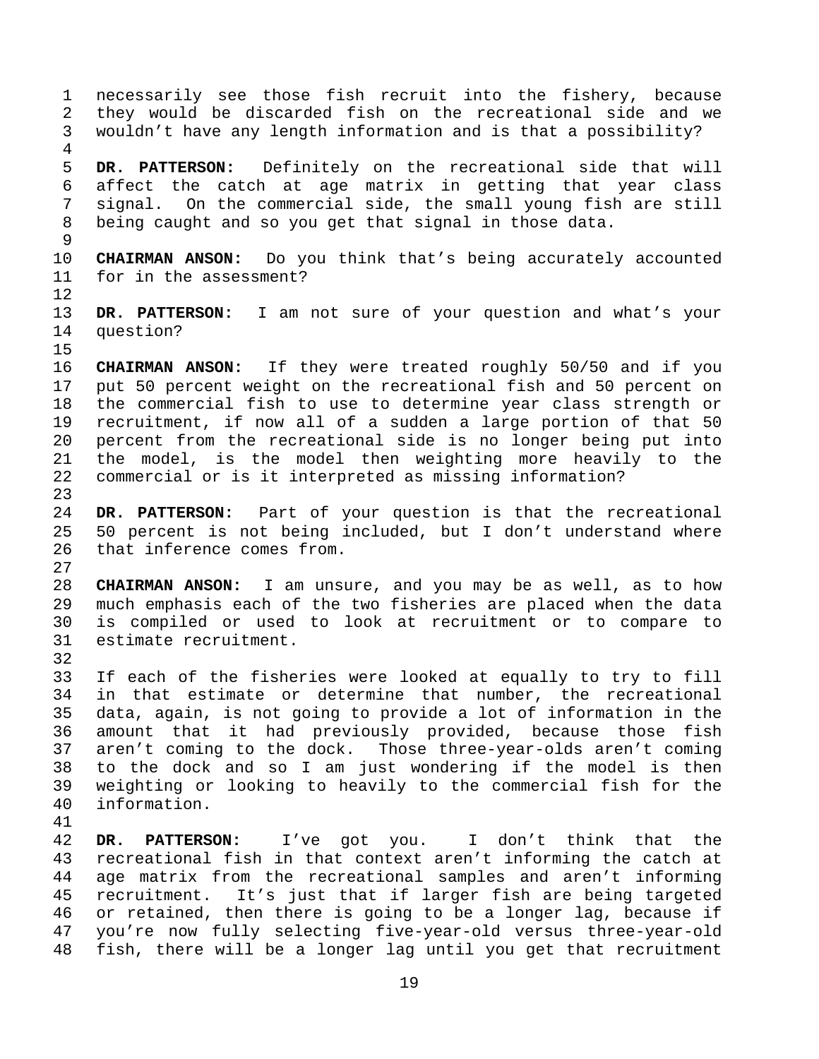necessarily see those fish recruit into the fishery, because they would be discarded fish on the recreational side and we wouldn't have any length information and is that a possibility?

**DR. PATTERSON:** Definitely on the recreational side that will affect the catch at age matrix in getting that year class signal. On the commercial side, the small young fish are still being caught and so you get that signal in those data.

**CHAIRMAN ANSON:** Do you think that's being accurately accounted for in the assessment?

**DR. PATTERSON:** I am not sure of your question and what's your question?

**CHAIRMAN ANSON:** If they were treated roughly 50/50 and if you put 50 percent weight on the recreational fish and 50 percent on the commercial fish to use to determine year class strength or recruitment, if now all of a sudden a large portion of that 50 percent from the recreational side is no longer being put into the model, is the model then weighting more heavily to the commercial or is it interpreted as missing information?

**DR. PATTERSON:** Part of your question is that the recreational 50 percent is not being included, but I don't understand where that inference comes from.

**CHAIRMAN ANSON:** I am unsure, and you may be as well, as to how much emphasis each of the two fisheries are placed when the data is compiled or used to look at recruitment or to compare to estimate recruitment.

If each of the fisheries were looked at equally to try to fill in that estimate or determine that number, the recreational data, again, is not going to provide a lot of information in the amount that it had previously provided, because those fish aren't coming to the dock. Those three-year-olds aren't coming to the dock and so I am just wondering if the model is then weighting or looking to heavily to the commercial fish for the information.

**DR. PATTERSON:** I've got you. I don't think that the recreational fish in that context aren't informing the catch at age matrix from the recreational samples and aren't informing recruitment. It's just that if larger fish are being targeted or retained, then there is going to be a longer lag, because if you're now fully selecting five-year-old versus three-year-old fish, there will be a longer lag until you get that recruitment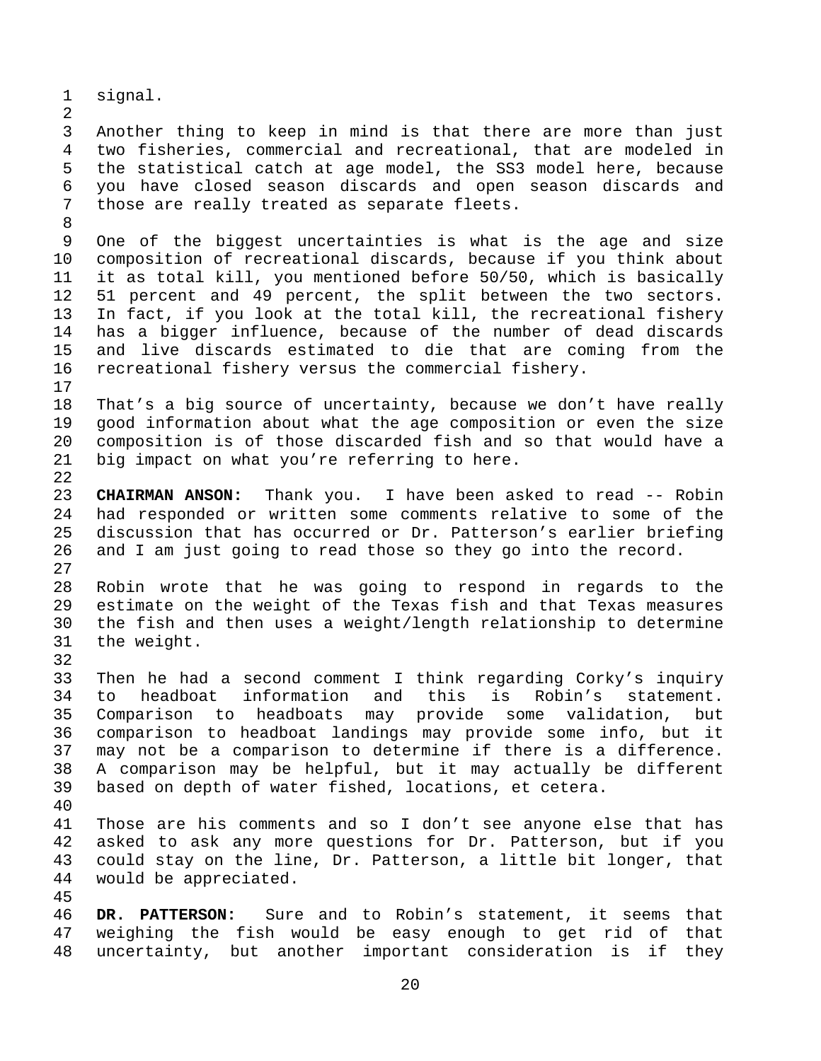signal.

Another thing to keep in mind is that there are more than just two fisheries, commercial and recreational, that are modeled in the statistical catch at age model, the SS3 model here, because you have closed season discards and open season discards and those are really treated as separate fleets.

One of the biggest uncertainties is what is the age and size composition of recreational discards, because if you think about it as total kill, you mentioned before 50/50, which is basically 51 percent and 49 percent, the split between the two sectors. In fact, if you look at the total kill, the recreational fishery has a bigger influence, because of the number of dead discards and live discards estimated to die that are coming from the recreational fishery versus the commercial fishery.

That's a big source of uncertainty, because we don't have really good information about what the age composition or even the size composition is of those discarded fish and so that would have a big impact on what you're referring to here.

**CHAIRMAN ANSON:** Thank you. I have been asked to read -- Robin had responded or written some comments relative to some of the discussion that has occurred or Dr. Patterson's earlier briefing and I am just going to read those so they go into the record.

Robin wrote that he was going to respond in regards to the estimate on the weight of the Texas fish and that Texas measures the fish and then uses a weight/length relationship to determine the weight.

Then he had a second comment I think regarding Corky's inquiry to headboat information and this is Robin's statement. Comparison to headboats may provide some validation, but comparison to headboat landings may provide some info, but it may not be a comparison to determine if there is a difference. A comparison may be helpful, but it may actually be different based on depth of water fished, locations, et cetera.

Those are his comments and so I don't see anyone else that has asked to ask any more questions for Dr. Patterson, but if you could stay on the line, Dr. Patterson, a little bit longer, that would be appreciated.

**DR. PATTERSON:** Sure and to Robin's statement, it seems that weighing the fish would be easy enough to get rid of that uncertainty, but another important consideration is if they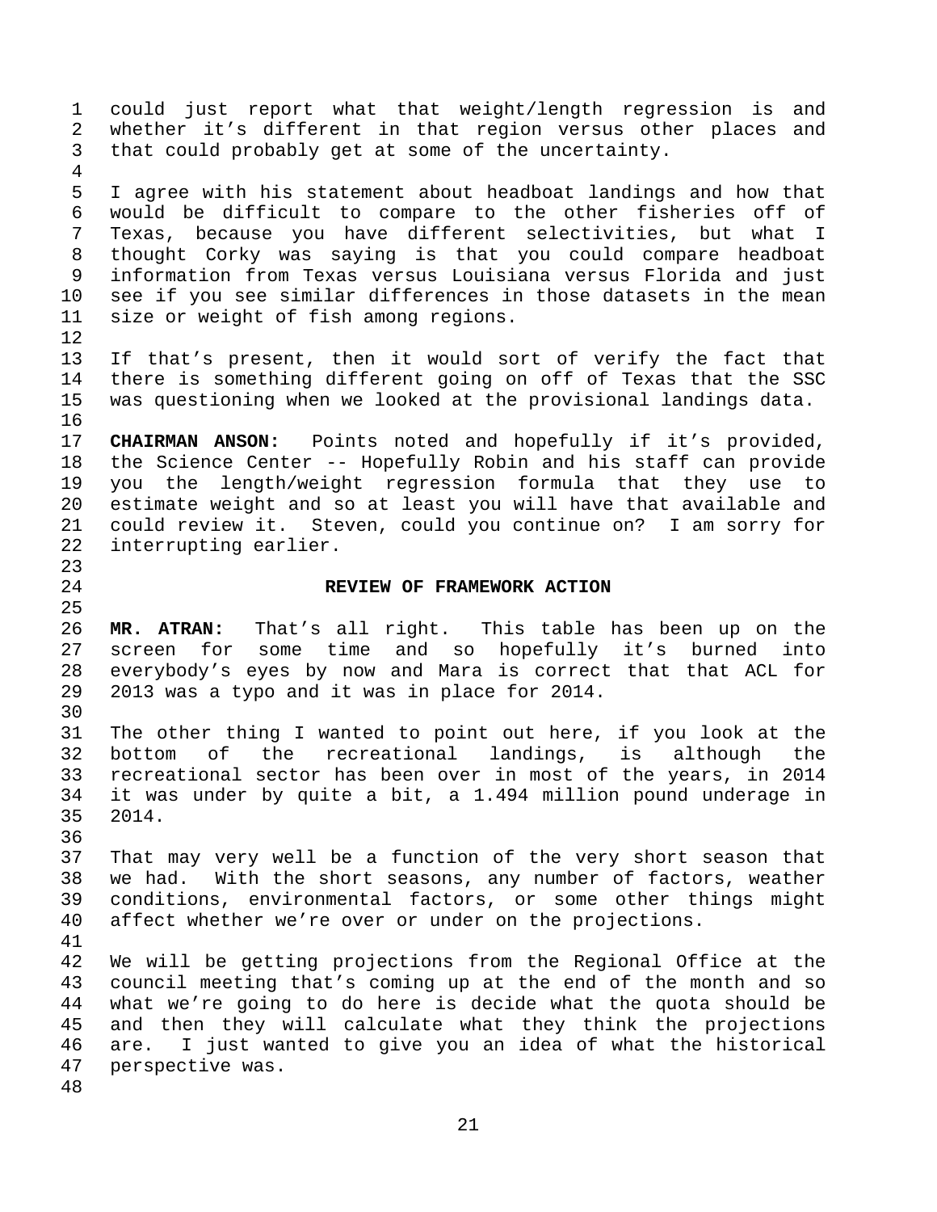could just report what that weight/length regression is and whether it's different in that region versus other places and that could probably get at some of the uncertainty.

I agree with his statement about headboat landings and how that would be difficult to compare to the other fisheries off of Texas, because you have different selectivities, but what I thought Corky was saying is that you could compare headboat information from Texas versus Louisiana versus Florida and just see if you see similar differences in those datasets in the mean size or weight of fish among regions.

If that's present, then it would sort of verify the fact that there is something different going on off of Texas that the SSC was questioning when we looked at the provisional landings data.

**CHAIRMAN ANSON:** Points noted and hopefully if it's provided, the Science Center -- Hopefully Robin and his staff can provide you the length/weight regression formula that they use to estimate weight and so at least you will have that available and could review it. Steven, could you continue on? I am sorry for interrupting earlier.

## REVIEW OF FRAMEWORK ACTION

**MR. ATRAN:** That's all right. This table has been up on the screen for some time and so hopefully it's burned into everybody's eyes by now and Mara is correct that that ACL for 2013 was a typo and it was in place for 2014.

The other thing I wanted to point out here, if you look at the bottom of the recreational landings, is although the recreational sector has been over in most of the years, in 2014 it was under by quite a bit, a 1.494 million pound underage in 2014.

That may very well be a function of the very short season that we had. With the short seasons, any number of factors, weather conditions, environmental factors, or some other things might affect whether we're over or under on the projections.

We will be getting projections from the Regional Office at the council meeting that's coming up at the end of the month and so what we're going to do here is decide what the quota should be and then they will calculate what they think the projections are. I just wanted to give you an idea of what the historical perspective was.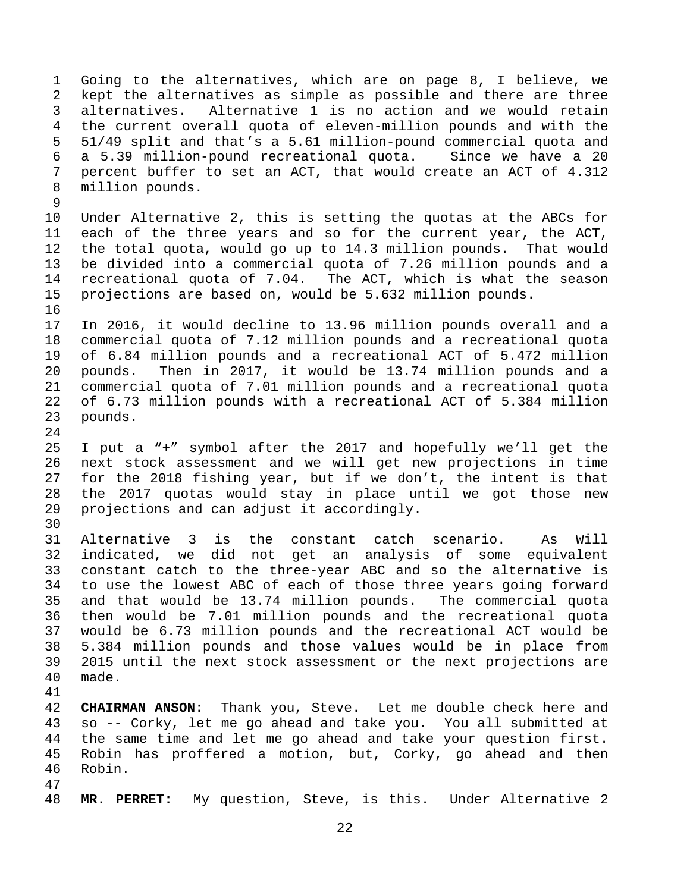Going to the alternatives, which are on page 8, I believe, we kept the alternatives as simple as possible and there are three alternatives. Alternative 1 is no action and we would retain the current overall quota of eleven-million pounds and with the 51/49 split and that's a 5.61 million-pound commercial quota and a 5.39 million-pound recreational quota. Since we have a 20 percent buffer to set an ACT, that would create an ACT of 4.312 million pounds.

Under Alternative 2, this is setting the quotas at the ABCs for each of the three years and so for the current year, the ACT, the total quota, would go up to 14.3 million pounds. That would be divided into a commercial quota of 7.26 million pounds and a recreational quota of 7.04. The ACT, which is what the season projections are based on, would be 5.632 million pounds.

In 2016, it would decline to 13.96 million pounds overall and a commercial quota of 7.12 million pounds and a recreational quota of 6.84 million pounds and a recreational ACT of 5.472 million pounds. Then in 2017, it would be 13.74 million pounds and a commercial quota of 7.01 million pounds and a recreational quota of 6.73 million pounds with a recreational ACT of 5.384 million pounds.

I put a "+" symbol after the 2017 and hopefully we'll get the next stock assessment and we will get new projections in time for the 2018 fishing year, but if we don't, the intent is that the 2017 quotas would stay in place until we got those new projections and can adjust it accordingly.

Alternative 3 is the constant catch scenario. As Will indicated, we did not get an analysis of some equivalent constant catch to the three-year ABC and so the alternative is to use the lowest ABC of each of those three years going forward and that would be 13.74 million pounds. The commercial quota then would be 7.01 million pounds and the recreational quota would be 6.73 million pounds and the recreational ACT would be 5.384 million pounds and those values would be in place from 2015 until the next stock assessment or the next projections are made.

**CHAIRMAN ANSON:** Thank you, Steve. Let me double check here and so -- Corky, let me go ahead and take you. You all submitted at the same time and let me go ahead and take your question first. Robin has proffered a motion, but, Corky, go ahead and then Robin.

**MR. PERRET:** My question, Steve, is this. Under Alternative 2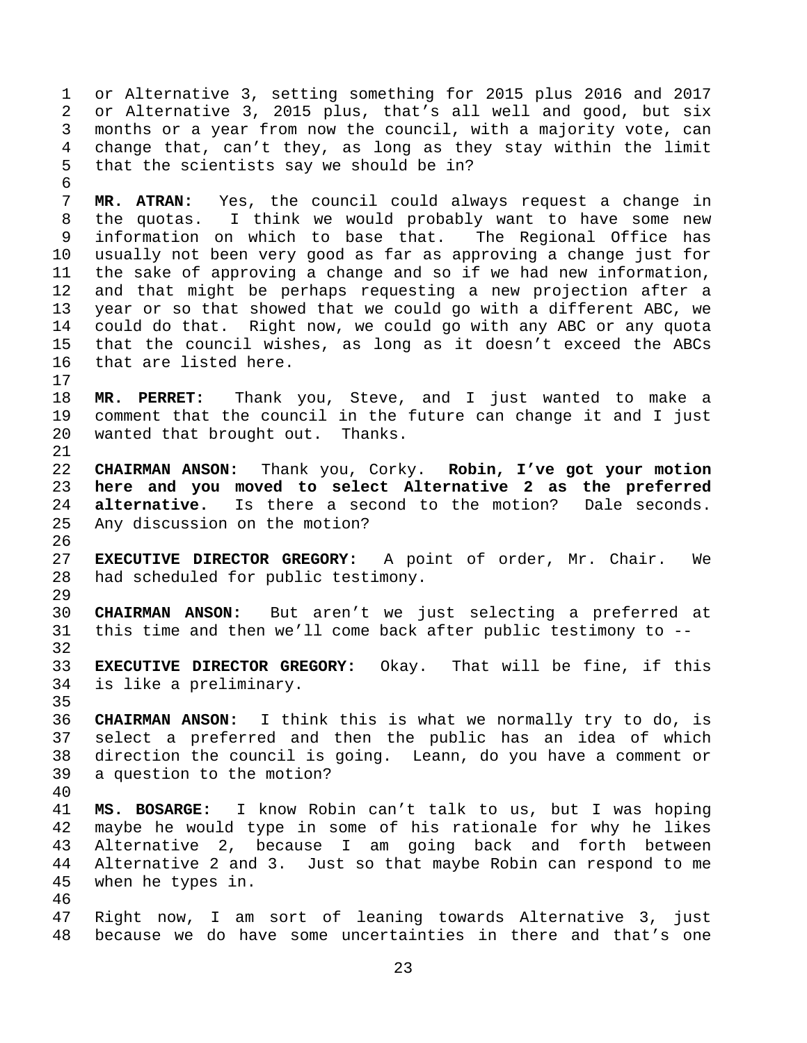or Alternative 3, setting something for 2015 plus 2016 and 2017 or Alternative 3, 2015 plus, that's all well and good, but six months or a year from now the council, with a majority vote, can change that, can't they, as long as they stay within the limit that the scientists say we should be in?

**MR. ATRAN:** Yes, the council could always request a change in the quotas. I think we would probably want to have some new information on which to base that. The Regional Office has usually not been very good as far as approving a change just for the sake of approving a change and so if we had new information, and that might be perhaps requesting a new projection after a year or so that showed that we could go with a different ABC, we could do that. Right now, we could go with any ABC or any quota that the council wishes, as long as it doesn't exceed the ABCs that are listed here.

**MR. PERRET:** Thank you, Steve, and I just wanted to make a comment that the council in the future can change it and I just wanted that brought out. Thanks.

**CHAIRMAN ANSON:** Thank you, Corky. **Robin, I've got your motion here and you moved to select Alternative 2 as the preferred alternative.** Is there a second to the motion? Dale seconds. Any discussion on the motion?

**EXECUTIVE DIRECTOR GREGORY:** A point of order, Mr. Chair. We had scheduled for public testimony.

**CHAIRMAN ANSON:** But aren't we just selecting a preferred at this time and then we'll come back after public testimony to --

**EXECUTIVE DIRECTOR GREGORY:** Okay. That will be fine, if this is like a preliminary.

**CHAIRMAN ANSON:** I think this is what we normally try to do, is select a preferred and then the public has an idea of which direction the council is going. Leann, do you have a comment or a question to the motion?

**MS. BOSARGE:** I know Robin can't talk to us, but I was hoping maybe he would type in some of his rationale for why he likes Alternative 2, because I am going back and forth between Alternative 2 and 3. Just so that maybe Robin can respond to me when he types in.

Right now, I am sort of leaning towards Alternative 3, just because we do have some uncertainties in there and that's one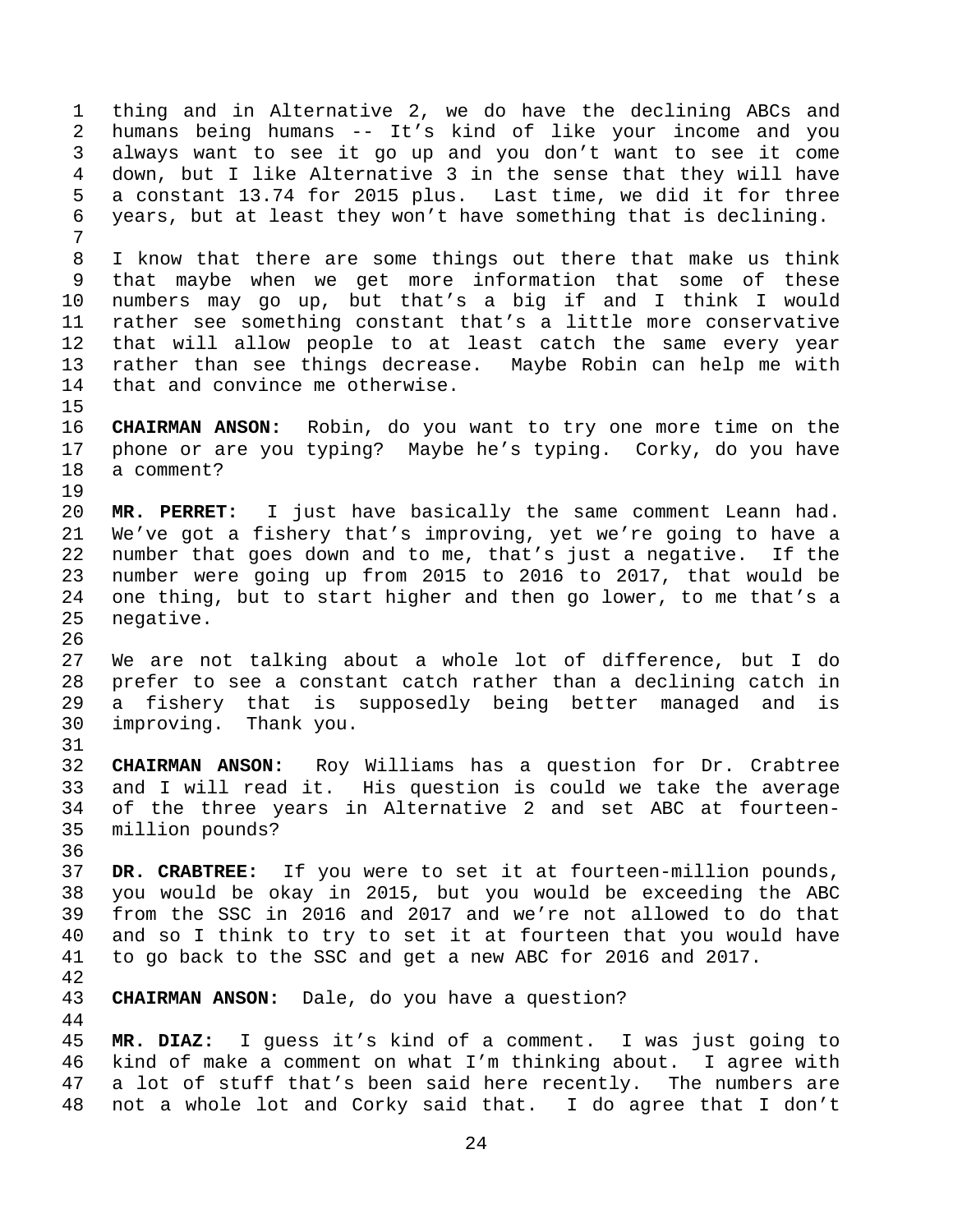thing and in Alternative 2, we do have the declining ABCs and humans being humans -- It's kind of like your income and you always want to see it go up and you don't want to see it come down, but I like Alternative 3 in the sense that they will have a constant 13.74 for 2015 plus. Last time, we did it for three years, but at least they won't have something that is declining.

I know that there are some things out there that make us think that maybe when we get more information that some of these numbers may go up, but that's a big if and I think I would rather see something constant that's a little more conservative that will allow people to at least catch the same every year rather than see things decrease. Maybe Robin can help me with that and convince me otherwise.

**CHAIRMAN ANSON:** Robin, do you want to try one more time on the phone or are you typing? Maybe he's typing. Corky, do you have a comment?

**MR. PERRET:** I just have basically the same comment Leann had. We've got a fishery that's improving, yet we're going to have a number that goes down and to me, that's just a negative. If the number were going up from 2015 to 2016 to 2017, that would be one thing, but to start higher and then go lower, to me that's a negative.

We are not talking about a whole lot of difference, but I do prefer to see a constant catch rather than a declining catch in a fishery that is supposedly being better managed and is improving. Thank you.

**CHAIRMAN ANSON:** Roy Williams has a question for Dr. Crabtree and I will read it. His question is could we take the average of the three years in Alternative 2 and set ABC at fourteen-million pounds?

**DR. CRABTREE:** If you were to set it at fourteen-million pounds, you would be okay in 2015, but you would be exceeding the ABC from the SSC in 2016 and 2017 and we're not allowed to do that and so I think to try to set it at fourteen that you would have to go back to the SSC and get a new ABC for 2016 and 2017.

**CHAIRMAN ANSON:** Dale, do you have a question?

**MR. DIAZ:** I guess it's kind of a comment. I was just going to kind of make a comment on what I'm thinking about. I agree with a lot of stuff that's been said here recently. The numbers are not a whole lot and Corky said that. I do agree that I don't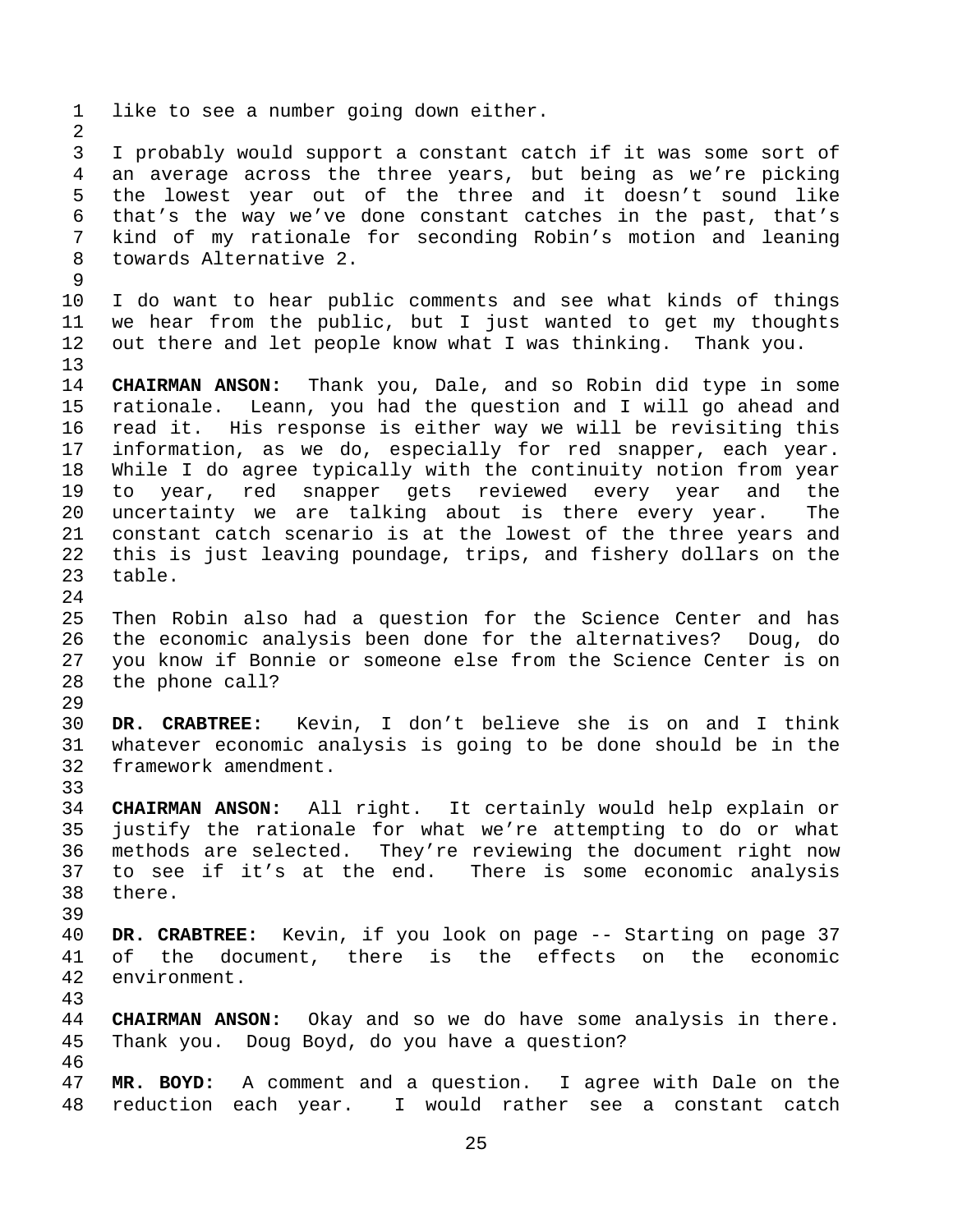like to see a number going down either.

I probably would support a constant catch if it was some sort of an average across the three years, but being as we're picking the lowest year out of the three and it doesn't sound like that's the way we've done constant catches in the past, that's kind of my rationale for seconding Robin's motion and leaning towards Alternative 2.

I do want to hear public comments and see what kinds of things we hear from the public, but I just wanted to get my thoughts out there and let people know what I was thinking. Thank you.

**CHAIRMAN ANSON:** Thank you, Dale, and so Robin did type in some rationale. Leann, you had the question and I will go ahead and read it. His response is either way we will be revisiting this information, as we do, especially for red snapper, each year. While I do agree typically with the continuity notion from year to year, red snapper gets reviewed every year and the uncertainty we are talking about is there every year. The constant catch scenario is at the lowest of the three years and this is just leaving poundage, trips, and fishery dollars on the table.

Then Robin also had a question for the Science Center and has the economic analysis been done for the alternatives? Doug, do you know if Bonnie or someone else from the Science Center is on the phone call?

**DR. CRABTREE:** Kevin, I don't believe she is on and I think whatever economic analysis is going to be done should be in the framework amendment.

**CHAIRMAN ANSON:** All right. It certainly would help explain or justify the rationale for what we're attempting to do or what methods are selected. They're reviewing the document right now to see if it's at the end. There is some economic analysis there.

**DR. CRABTREE:** Kevin, if you look on page -- Starting on page 37 of the document, there is the effects on the economic environment.

**CHAIRMAN ANSON:** Okay and so we do have some analysis in there. Thank you. Doug Boyd, do you have a question?

**MR. BOYD:** A comment and a question. I agree with Dale on the reduction each year. I would rather see a constant catch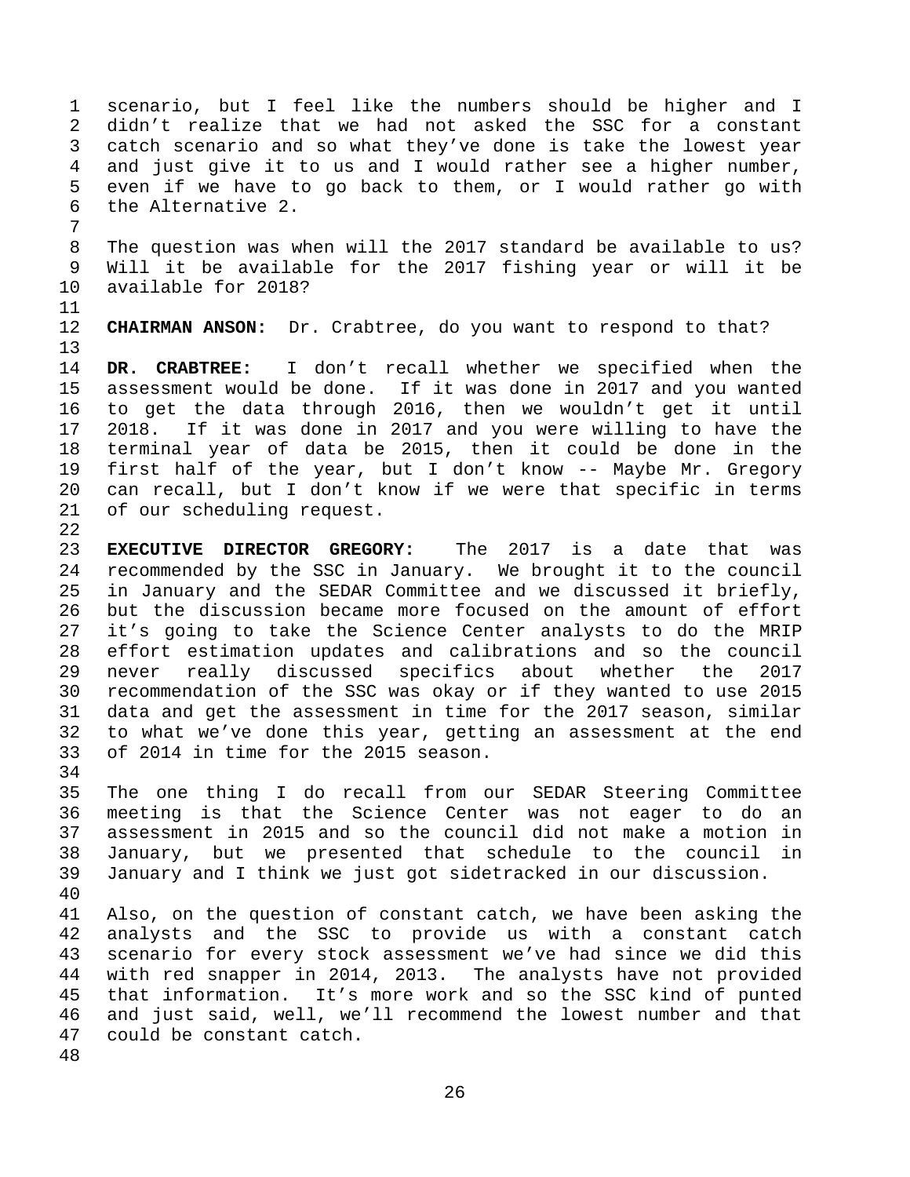scenario, but I feel like the numbers should be higher and I didn't realize that we had not asked the SSC for a constant catch scenario and so what they've done is take the lowest year and just give it to us and I would rather see a higher number, even if we have to go back to them, or I would rather go with the Alternative 2.

The question was when will the 2017 standard be available to us? Will it be available for the 2017 fishing year or will it be available for 2018?

**CHAIRMAN ANSON:** Dr. Crabtree, do you want to respond to that?

**DR. CRABTREE:** I don't recall whether we specified when the assessment would be done. If it was done in 2017 and you wanted to get the data through 2016, then we wouldn't get it until 2018. If it was done in 2017 and you were willing to have the terminal year of data be 2015, then it could be done in the first half of the year, but I don't know -- Maybe Mr. Gregory can recall, but I don't know if we were that specific in terms of our scheduling request.

**EXECUTIVE DIRECTOR GREGORY:** The 2017 is a date that was recommended by the SSC in January. We brought it to the council in January and the SEDAR Committee and we discussed it briefly, but the discussion became more focused on the amount of effort it's going to take the Science Center analysts to do the MRIP effort estimation updates and calibrations and so the council never really discussed specifics about whether the 2017 recommendation of the SSC was okay or if they wanted to use 2015 data and get the assessment in time for the 2017 season, similar to what we've done this year, getting an assessment at the end of 2014 in time for the 2015 season.

The one thing I do recall from our SEDAR Steering Committee meeting is that the Science Center was not eager to do an assessment in 2015 and so the council did not make a motion in January, but we presented that schedule to the council in January and I think we just got sidetracked in our discussion.

Also, on the question of constant catch, we have been asking the analysts and the SSC to provide us with a constant catch scenario for every stock assessment we've had since we did this with red snapper in 2014, 2013. The analysts have not provided that information. It's more work and so the SSC kind of punted and just said, well, we'll recommend the lowest number and that could be constant catch.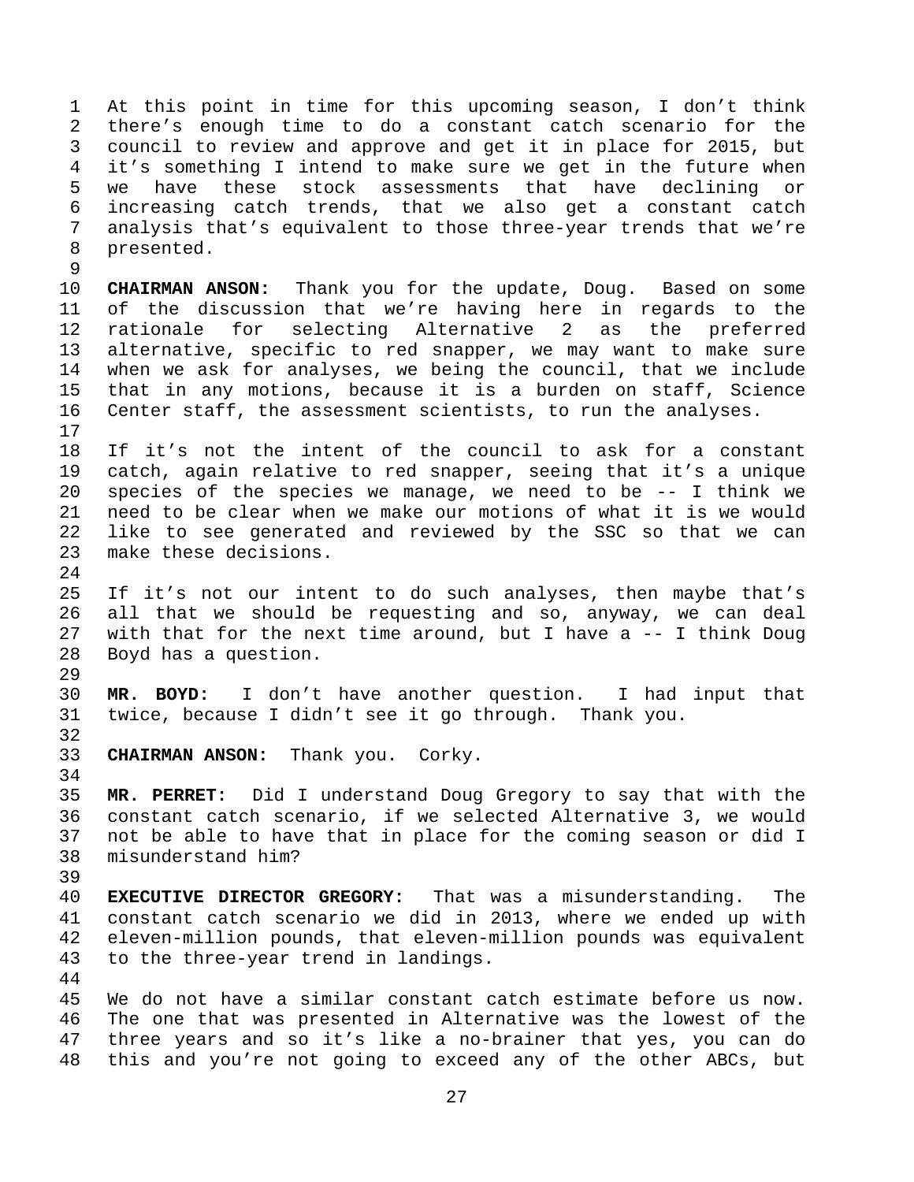At this point in time for this upcoming season, I don't think there's enough time to do a constant catch scenario for the council to review and approve and get it in place for 2015, but it's something I intend to make sure we get in the future when we have these stock assessments that have declining or increasing catch trends, that we also get a constant catch analysis that's equivalent to those three-year trends that we're presented.

**CHAIRMAN ANSON:** Thank you for the update, Doug. Based on some of the discussion that we're having here in regards to the rationale for selecting Alternative 2 as the preferred alternative, specific to red snapper, we may want to make sure when we ask for analyses, we being the council, that we include that in any motions, because it is a burden on staff, Science Center staff, the assessment scientists, to run the analyses.

If it's not the intent of the council to ask for a constant catch, again relative to red snapper, seeing that it's a unique species of the species we manage, we need to be -- I think we need to be clear when we make our motions of what it is we would like to see generated and reviewed by the SSC so that we can make these decisions.

If it's not our intent to do such analyses, then maybe that's all that we should be requesting and so, anyway, we can deal with that for the next time around, but I have a -- I think Doug Boyd has a question.

**MR. BOYD:** I don't have another question. I had input that twice, because I didn't see it go through. Thank you.

**CHAIRMAN ANSON:** Thank you. Corky.

**MR. PERRET:** Did I understand Doug Gregory to say that with the constant catch scenario, if we selected Alternative 3, we would not be able to have that in place for the coming season or did I misunderstand him?

**EXECUTIVE DIRECTOR GREGORY:** That was a misunderstanding. The constant catch scenario we did in 2013, where we ended up with eleven-million pounds, that eleven-million pounds was equivalent to the three-year trend in landings.

We do not have a similar constant catch estimate before us now. The one that was presented in Alternative was the lowest of the three years and so it's like a no-brainer that yes, you can do this and you're not going to exceed any of the other ABCs, but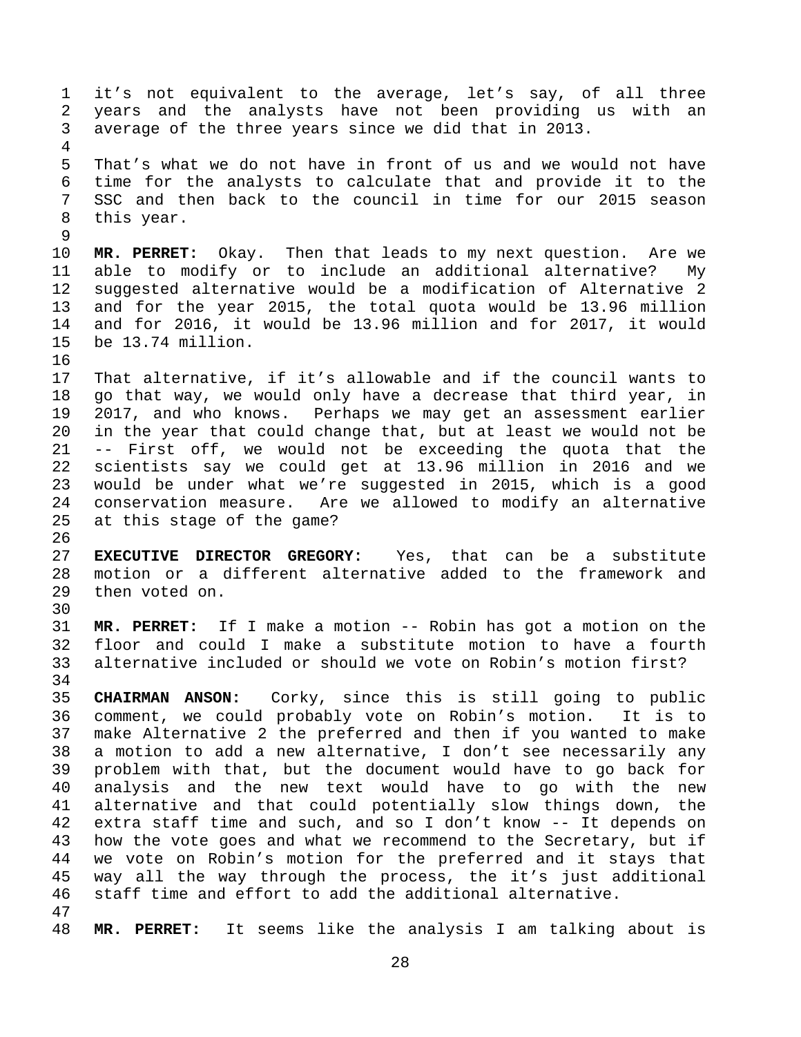it's not equivalent to the average, let's say, of all three years and the analysts have not been providing us with an average of the three years since we did that in 2013.

That's what we do not have in front of us and we would not have time for the analysts to calculate that and provide it to the SSC and then back to the council in time for our 2015 season this year.

**MR. PERRET:** Okay. Then that leads to my next question. Are we able to modify or to include an additional alternative? My suggested alternative would be a modification of Alternative 2 and for the year 2015, the total quota would be 13.96 million and for 2016, it would be 13.96 million and for 2017, it would be 13.74 million.

That alternative, if it's allowable and if the council wants to go that way, we would only have a decrease that third year, in 2017, and who knows. Perhaps we may get an assessment earlier in the year that could change that, but at least we would not be -- First off, we would not be exceeding the quota that the scientists say we could get at 13.96 million in 2016 and we would be under what we're suggested in 2015, which is a good conservation measure. Are we allowed to modify an alternative at this stage of the game?

**EXECUTIVE DIRECTOR GREGORY:** Yes, that can be a substitute motion or a different alternative added to the framework and then voted on.

**MR. PERRET:** If I make a motion -- Robin has got a motion on the floor and could I make a substitute motion to have a fourth alternative included or should we vote on Robin's motion first?

**CHAIRMAN ANSON:** Corky, since this is still going to public comment, we could probably vote on Robin's motion. It is to make Alternative 2 the preferred and then if you wanted to make a motion to add a new alternative, I don't see necessarily any problem with that, but the document would have to go back for analysis and the new text would have to go with the new alternative and that could potentially slow things down, the extra staff time and such, and so I don't know -- It depends on how the vote goes and what we recommend to the Secretary, but if we vote on Robin's motion for the preferred and it stays that way all the way through the process, the it's just additional staff time and effort to add the additional alternative.

**MR. PERRET:** It seems like the analysis I am talking about is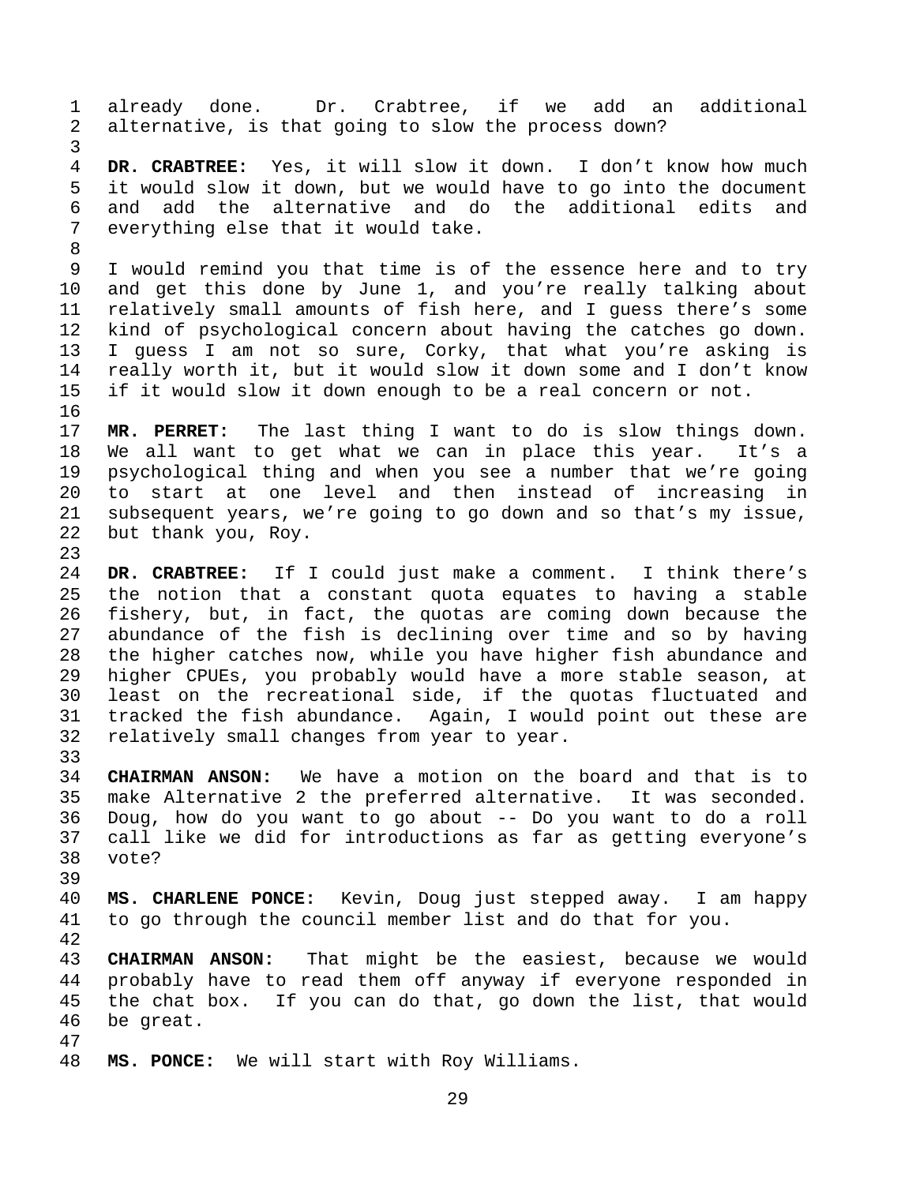already done. Dr. Crabtree, if we add an additional alternative, is that going to slow the process down?

**DR. CRABTREE:** Yes, it will slow it down. I don't know how much it would slow it down, but we would have to go into the document and add the alternative and do the additional edits and everything else that it would take.

I would remind you that time is of the essence here and to try and get this done by June 1, and you're really talking about relatively small amounts of fish here, and I guess there's some kind of psychological concern about having the catches go down. I guess I am not so sure, Corky, that what you're asking is really worth it, but it would slow it down some and I don't know if it would slow it down enough to be a real concern or not.

**MR. PERRET:** The last thing I want to do is slow things down. We all want to get what we can in place this year. It's a psychological thing and when you see a number that we're going to start at one level and then instead of increasing in subsequent years, we're going to go down and so that's my issue, but thank you, Roy.

**DR. CRABTREE:** If I could just make a comment. I think there's the notion that a constant quota equates to having a stable fishery, but, in fact, the quotas are coming down because the abundance of the fish is declining over time and so by having the higher catches now, while you have higher fish abundance and higher CPUEs, you probably would have a more stable season, at least on the recreational side, if the quotas fluctuated and tracked the fish abundance. Again, I would point out these are relatively small changes from year to year.

**CHAIRMAN ANSON:** We have a motion on the board and that is to make Alternative 2 the preferred alternative. It was seconded. Doug, how do you want to go about -- Do you want to do a roll call like we did for introductions as far as getting everyone's vote?

**MS. CHARLENE PONCE:** Kevin, Doug just stepped away. I am happy to go through the council member list and do that for you.

**CHAIRMAN ANSON:** That might be the easiest, because we would probably have to read them off anyway if everyone responded in the chat box. If you can do that, go down the list, that would be great.

**MS. PONCE:** We will start with Roy Williams.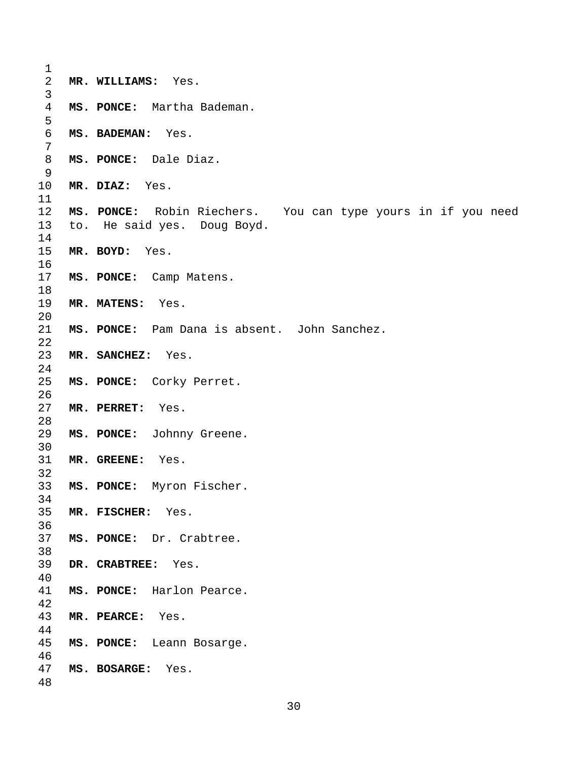**MR. WILLIAMS:** Yes.

**MS. PONCE:** Martha Bademan.

**MS. BADEMAN:** Yes.

**MS. PONCE:** Dale Diaz.

**MR. DIAZ:** Yes.

**MS. PONCE:** Robin Riechers. You can type yours in if you need to. He said yes. Doug Boyd.

**MR. BOYD:** Yes.

**MS. PONCE:** Camp Matens.

**MR. MATENS:** Yes.

**MS. PONCE:** Pam Dana is absent. John Sanchez.

**MR. SANCHEZ:** Yes.

**MS. PONCE:** Corky Perret.

**MR. PERRET:** Yes.

**MS. PONCE:** Johnny Greene.

**MR. GREENE:** Yes.

**MS. PONCE:** Myron Fischer.

**MR. FISCHER:** Yes.

**MS. PONCE:** Dr. Crabtree.

**DR. CRABTREE:** Yes.

**MS. PONCE:** Harlon Pearce.

**MR. PEARCE:** Yes.

**MS. PONCE:** Leann Bosarge.

**MS. BOSARGE:** Yes.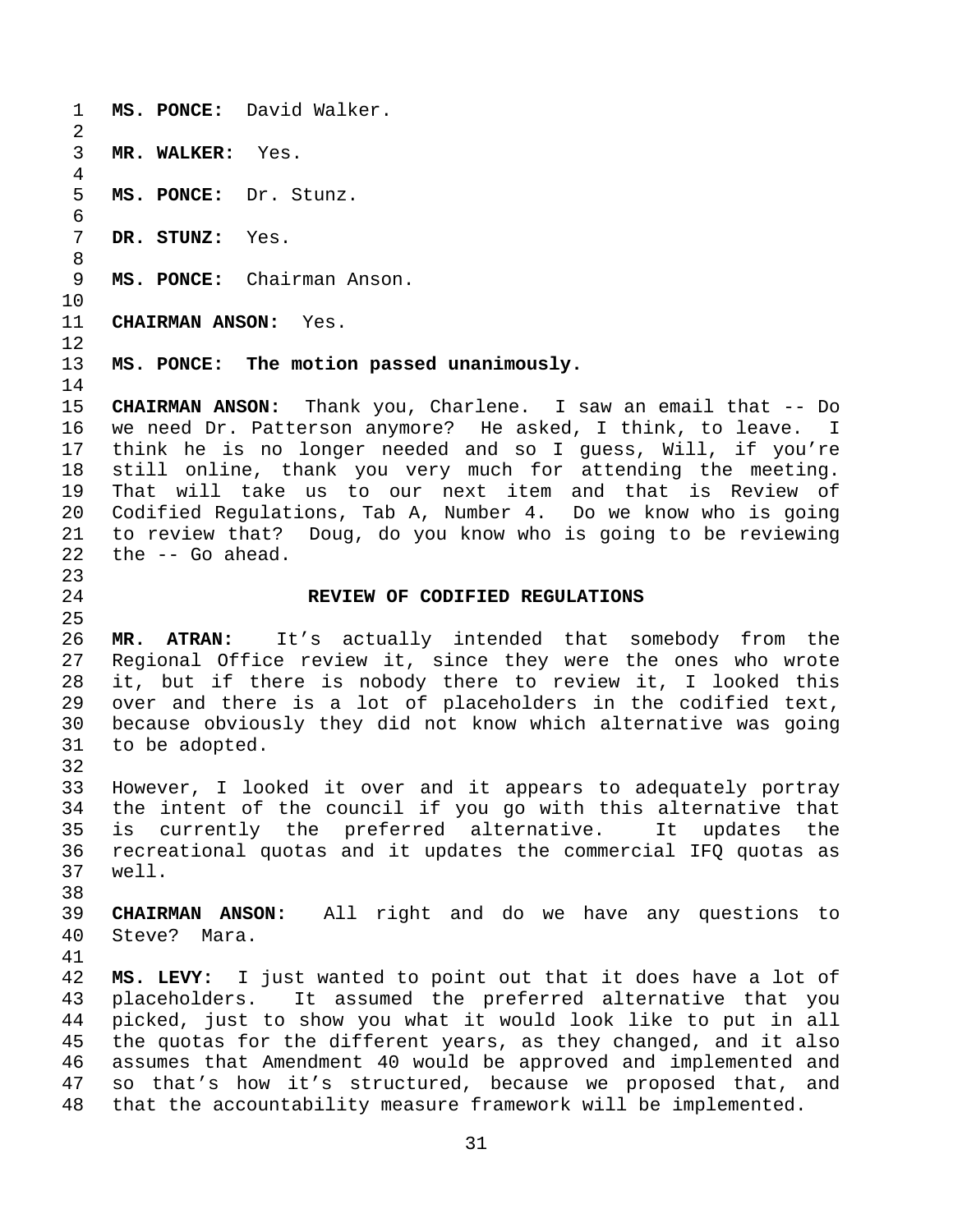**MS. PONCE:** David Walker.

**MR. WALKER:** Yes.

**MS. PONCE:** Dr. Stunz.

**DR. STUNZ:** Yes.

**MS. PONCE:** Chairman Anson.

**CHAIRMAN ANSON:** Yes.

**MS. PONCE: The motion passed unanimously.**

**CHAIRMAN ANSON:** Thank you, Charlene. I saw an email that -- Do we need Dr. Patterson anymore? He asked, I think, to leave. I think he is no longer needed and so I guess, Will, if you're still online, thank you very much for attending the meeting. That will take us to our next item and that is Review of Codified Regulations, Tab A, Number 4. Do we know who is going to review that? Doug, do you know who is going to be reviewing the -- Go ahead.

## REVIEW OF CODIFIED REGULATIONS

**MR. ATRAN:** It's actually intended that somebody from the Regional Office review it, since they were the ones who wrote it, but if there is nobody there to review it, I looked this over and there is a lot of placeholders in the codified text, because obviously they did not know which alternative was going to be adopted.

However, I looked it over and it appears to adequately portray the intent of the council if you go with this alternative that is currently the preferred alternative. It updates the recreational quotas and it updates the commercial IFQ quotas as well.

**CHAIRMAN ANSON:** All right and do we have any questions to Steve? Mara.

**MS. LEVY:** I just wanted to point out that it does have a lot of placeholders. It assumed the preferred alternative that you picked, just to show you what it would look like to put in all the quotas for the different years, as they changed, and it also assumes that Amendment 40 would be approved and implemented and so that's how it's structured, because we proposed that, and that the accountability measure framework will be implemented.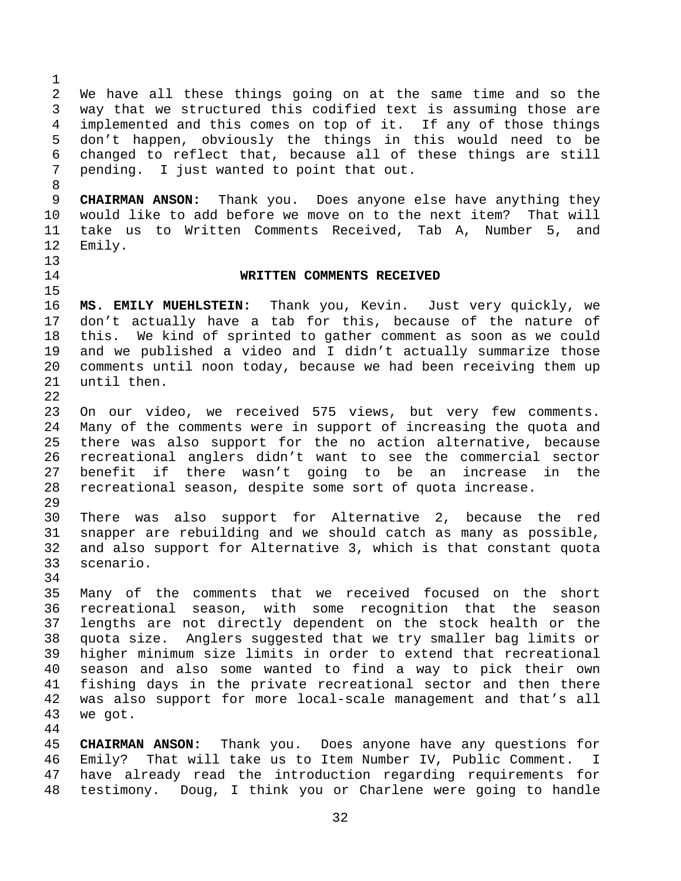We have all these things going on at the same time and so the way that we structured this codified text is assuming those are implemented and this comes on top of it. If any of those things don't happen, obviously the things in this would need to be changed to reflect that, because all of these things are still pending. I just wanted to point that out.

**CHAIRMAN ANSON:** Thank you. Does anyone else have anything they would like to add before we move on to the next item? That will take us to Written Comments Received, Tab A, Number 5, and Emily.

## WRITTEN COMMENTS RECEIVED

**MS. EMILY MUEHLSTEIN:** Thank you, Kevin. Just very quickly, we don't actually have a tab for this, because of the nature of this. We kind of sprinted to gather comment as soon as we could and we published a video and I didn't actually summarize those comments until noon today, because we had been receiving them up until then.

On our video, we received 575 views, but very few comments. Many of the comments were in support of increasing the quota and there was also support for the no action alternative, because recreational anglers didn't want to see the commercial sector benefit if there wasn't going to be an increase in the recreational season, despite some sort of quota increase.

There was also support for Alternative 2, because the red snapper are rebuilding and we should catch as many as possible, and also support for Alternative 3, which is that constant quota scenario.

Many of the comments that we received focused on the short recreational season, with some recognition that the season lengths are not directly dependent on the stock health or the quota size. Anglers suggested that we try smaller bag limits or higher minimum size limits in order to extend that recreational season and also some wanted to find a way to pick their own fishing days in the private recreational sector and then there was also support for more local-scale management and that's all we got.

**CHAIRMAN ANSON:** Thank you. Does anyone have any questions for Emily? That will take us to Item Number IV, Public Comment. I have already read the introduction regarding requirements for testimony. Doug, I think you or Charlene were going to handle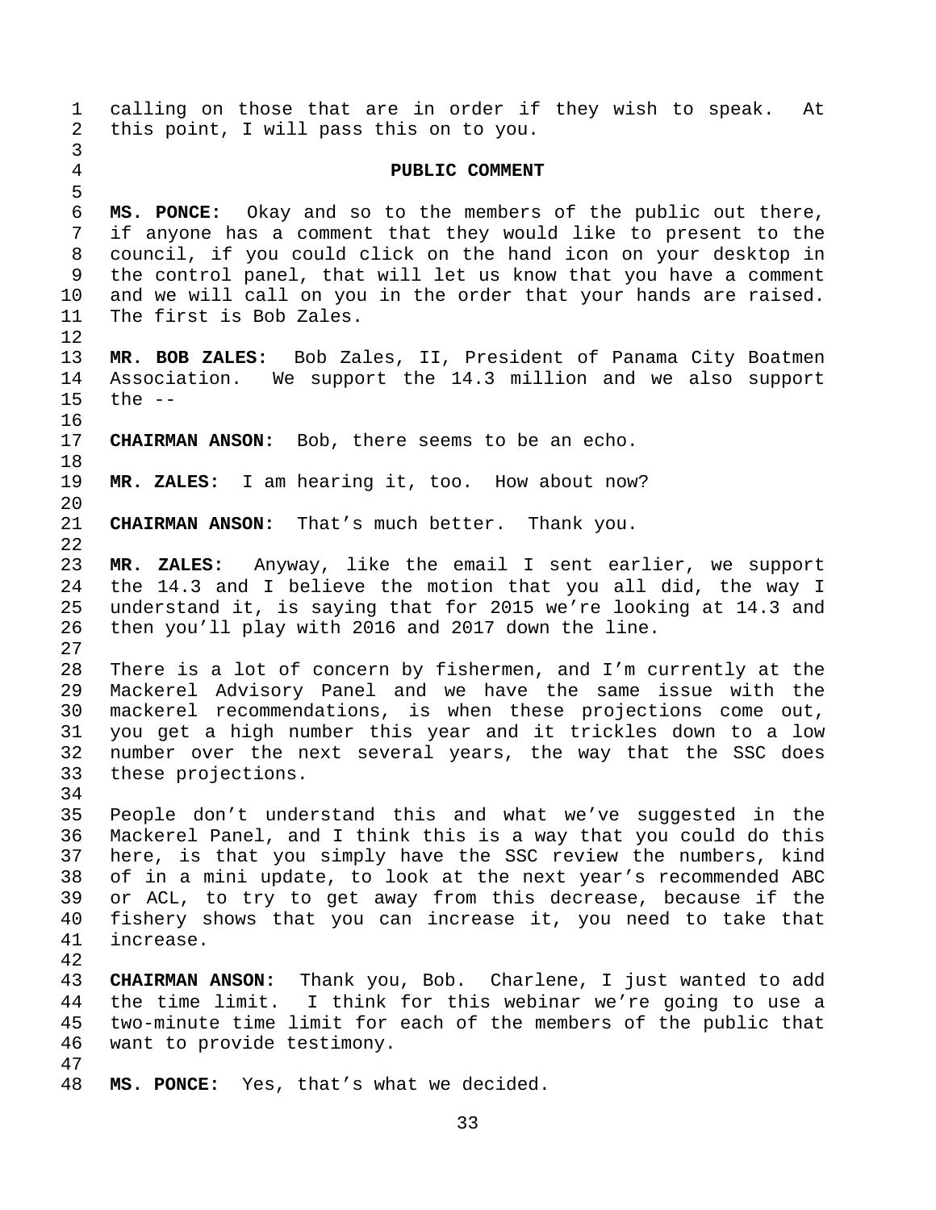calling on those that are in order if they wish to speak. At this point, I will pass this on to you.

## PUBLIC COMMENT

**MS. PONCE:** Okay and so to the members of the public out there, if anyone has a comment that they would like to present to the council, if you could click on the hand icon on your desktop in the control panel, that will let us know that you have a comment and we will call on you in the order that your hands are raised. The first is Bob Zales.

**MR. BOB ZALES:** Bob Zales, II, President of Panama City Boatmen Association. We support the 14.3 million and we also support the --

**CHAIRMAN ANSON:** Bob, there seems to be an echo.

**MR. ZALES:** I am hearing it, too. How about now?

**CHAIRMAN ANSON:** That's much better. Thank you.

**MR. ZALES:** Anyway, like the email I sent earlier, we support the 14.3 and I believe the motion that you all did, the way I understand it, is saying that for 2015 we're looking at 14.3 and then you'll play with 2016 and 2017 down the line.

There is a lot of concern by fishermen, and I'm currently at the Mackerel Advisory Panel and we have the same issue with the mackerel recommendations, is when these projections come out, you get a high number this year and it trickles down to a low number over the next several years, the way that the SSC does these projections.

People don't understand this and what we've suggested in the Mackerel Panel, and I think this is a way that you could do this here, is that you simply have the SSC review the numbers, kind of in a mini update, to look at the next year's recommended ABC or ACL, to try to get away from this decrease, because if the fishery shows that you can increase it, you need to take that increase.

**CHAIRMAN ANSON:** Thank you, Bob. Charlene, I just wanted to add the time limit. I think for this webinar we're going to use a two-minute time limit for each of the members of the public that want to provide testimony.

**MS. PONCE:** Yes, that's what we decided.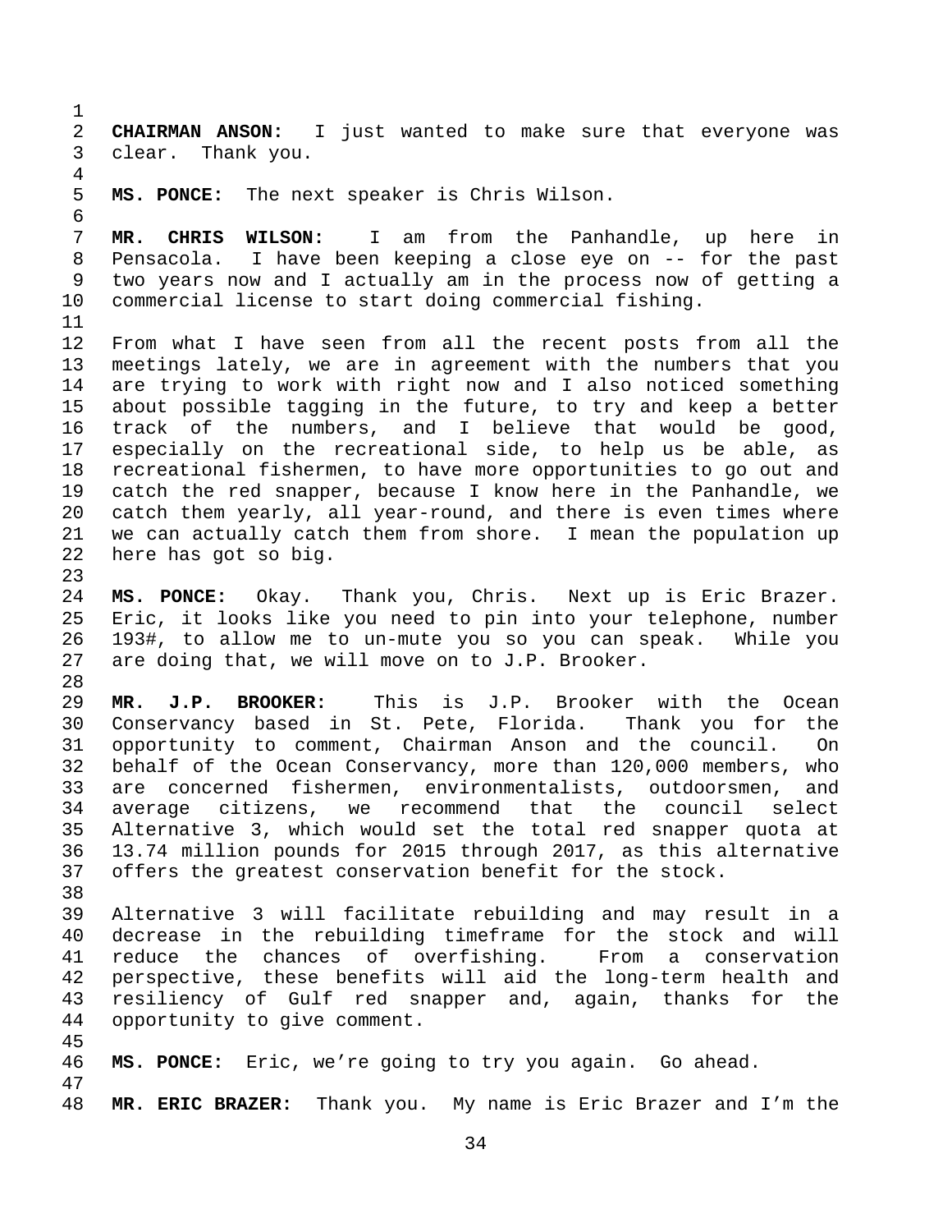**CHAIRMAN ANSON:** I just wanted to make sure that everyone was clear. Thank you.

**MS. PONCE:** The next speaker is Chris Wilson.

**MR. CHRIS WILSON:** I am from the Panhandle, up here in Pensacola. I have been keeping a close eye on -- for the past two years now and I actually am in the process now of getting a commercial license to start doing commercial fishing.

From what I have seen from all the recent posts from all the meetings lately, we are in agreement with the numbers that you are trying to work with right now and I also noticed something about possible tagging in the future, to try and keep a better track of the numbers, and I believe that would be good, especially on the recreational side, to help us be able, as recreational fishermen, to have more opportunities to go out and catch the red snapper, because I know here in the Panhandle, we catch them yearly, all year-round, and there is even times where we can actually catch them from shore. I mean the population up here has got so big.

**MS. PONCE:** Okay. Thank you, Chris. Next up is Eric Brazer. Eric, it looks like you need to pin into your telephone, number 193#, to allow me to un-mute you so you can speak. While you are doing that, we will move on to J.P. Brooker.

**MR. J.P. BROOKER:** This is J.P. Brooker with the Ocean Conservancy based in St. Pete, Florida. Thank you for the opportunity to comment, Chairman Anson and the council. On behalf of the Ocean Conservancy, more than 120,000 members, who are concerned fishermen, environmentalists, outdoorsmen, and average citizens, we recommend that the council select Alternative 3, which would set the total red snapper quota at 13.74 million pounds for 2015 through 2017, as this alternative offers the greatest conservation benefit for the stock.

Alternative 3 will facilitate rebuilding and may result in a decrease in the rebuilding timeframe for the stock and will reduce the chances of overfishing. From a conservation perspective, these benefits will aid the long-term health and resiliency of Gulf red snapper and, again, thanks for the opportunity to give comment.

**MS. PONCE:** Eric, we’re going to try you again. Go ahead.

**MR. ERIC BRAZER:** Thank you. My name is Eric Brazer and I’m the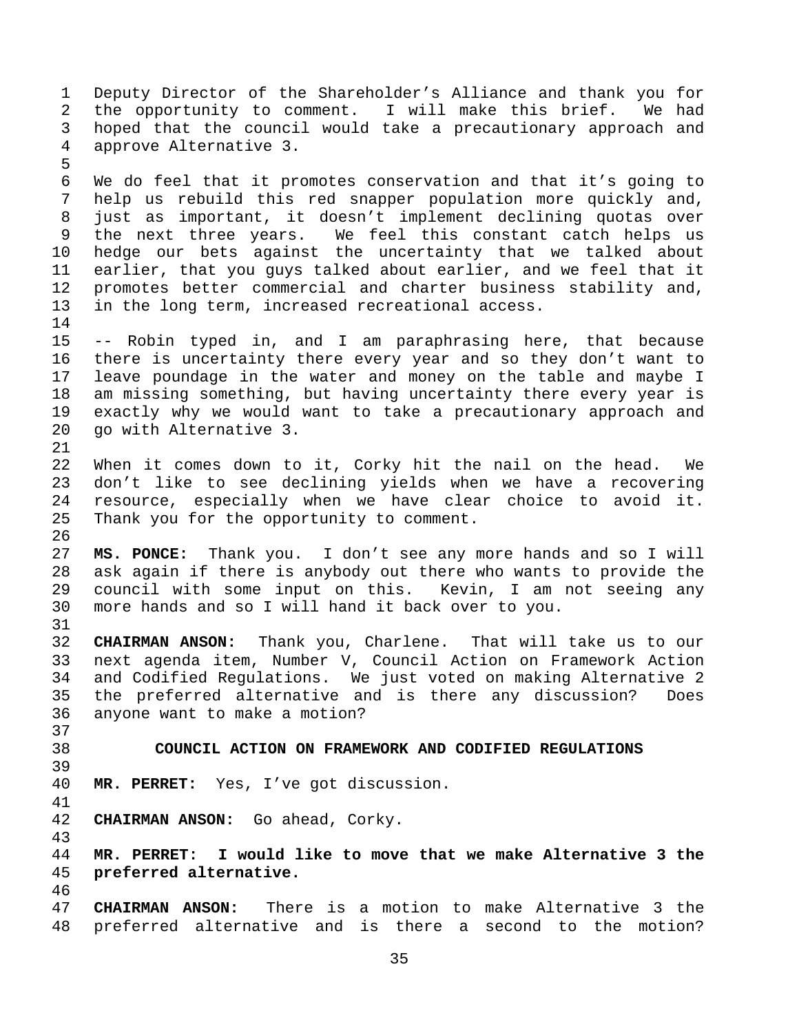Deputy Director of the Shareholder's Alliance and thank you for the opportunity to comment. I will make this brief. We had hoped that the council would take a precautionary approach and approve Alternative 3.

We do feel that it promotes conservation and that it's going to help us rebuild this red snapper population more quickly and, just as important, it doesn't implement declining quotas over the next three years. We feel this constant catch helps us hedge our bets against the uncertainty that we talked about earlier, that you guys talked about earlier, and we feel that it promotes better commercial and charter business stability and, in the long term, increased recreational access.

-- Robin typed in, and I am paraphrasing here, that because there is uncertainty there every year and so they don't want to leave poundage in the water and money on the table and maybe I am missing something, but having uncertainty there every year is exactly why we would want to take a precautionary approach and go with Alternative 3.

When it comes down to it, Corky hit the nail on the head. We don't like to see declining yields when we have a recovering resource, especially when we have clear choice to avoid it. Thank you for the opportunity to comment.

**MS. PONCE:** Thank you. I don't see any more hands and so I will ask again if there is anybody out there who wants to provide the council with some input on this. Kevin, I am not seeing any more hands and so I will hand it back over to you.

**CHAIRMAN ANSON:** Thank you, Charlene. That will take us to our next agenda item, Number V, Council Action on Framework Action and Codified Regulations. We just voted on making Alternative 2 the preferred alternative and is there any discussion? Does anyone want to make a motion?

## COUNCIL ACTION ON FRAMEWORK AND CODIFIED REGULATIONS

**MR. PERRET:** Yes, I've got discussion.

**CHAIRMAN ANSON:** Go ahead, Corky.

**MR. PERRET: I would like to move that we make Alternative 3 the preferred alternative.**

**CHAIRMAN ANSON:** There is a motion to make Alternative 3 the preferred alternative and is there a second to the motion?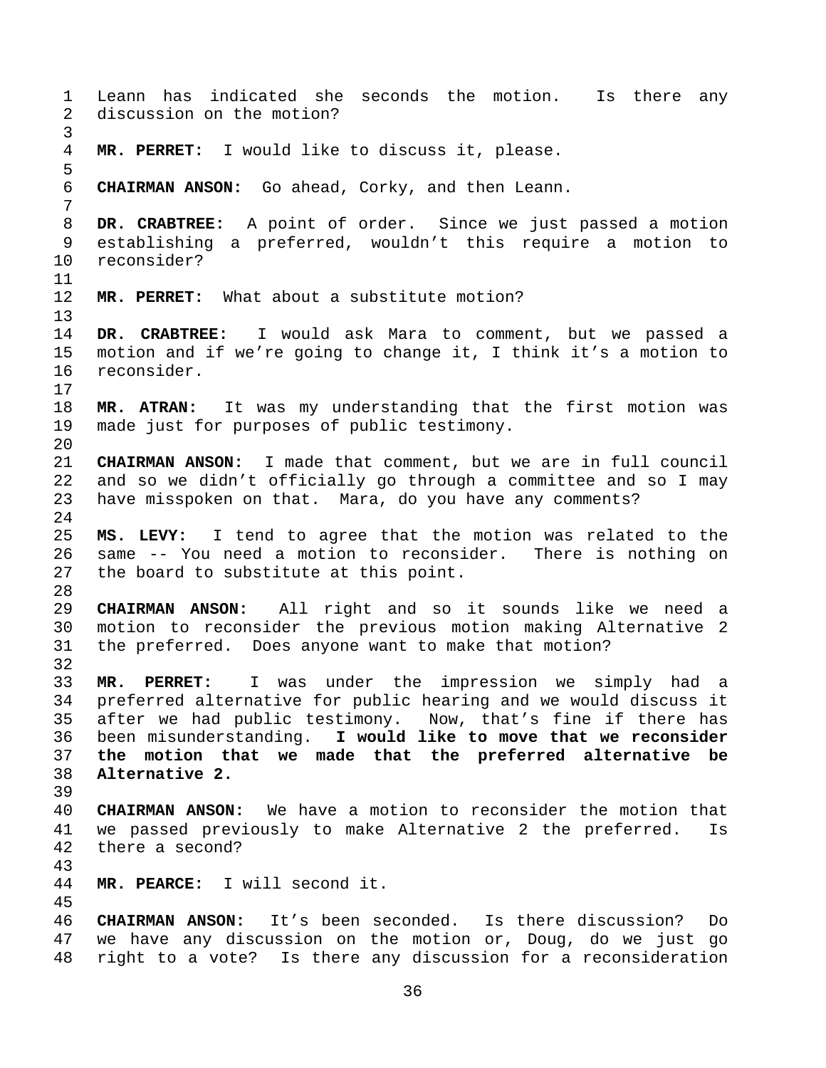Leann has indicated she seconds the motion. Is there any discussion on the motion?

**MR. PERRET:** I would like to discuss it, please.

**CHAIRMAN ANSON:** Go ahead, Corky, and then Leann.

**DR. CRABTREE:** A point of order. Since we just passed a motion establishing a preferred, wouldn't this require a motion to reconsider?

**MR. PERRET:** What about a substitute motion?

**DR. CRABTREE:** I would ask Mara to comment, but we passed a motion and if we're going to change it, I think it's a motion to reconsider.

**MR. ATRAN:** It was my understanding that the first motion was made just for purposes of public testimony.

**CHAIRMAN ANSON:** I made that comment, but we are in full council and so we didn't officially go through a committee and so I may have misspoken on that. Mara, do you have any comments?

**MS. LEVY:** I tend to agree that the motion was related to the same -- You need a motion to reconsider. There is nothing on the board to substitute at this point.

**CHAIRMAN ANSON:** All right and so it sounds like we need a motion to reconsider the previous motion making Alternative 2 the preferred. Does anyone want to make that motion?

**MR. PERRET:** I was under the impression we simply had a preferred alternative for public hearing and we would discuss it after we had public testimony. Now, that's fine if there has been misunderstanding. **I would like to move that we reconsider the motion that we made that the preferred alternative be Alternative 2.**

**CHAIRMAN ANSON:** We have a motion to reconsider the motion that we passed previously to make Alternative 2 the preferred. Is there a second?

**MR. PEARCE:** I will second it.

**CHAIRMAN ANSON:** It's been seconded. Is there discussion? Do we have any discussion on the motion or, Doug, do we just go right to a vote? Is there any discussion for a reconsideration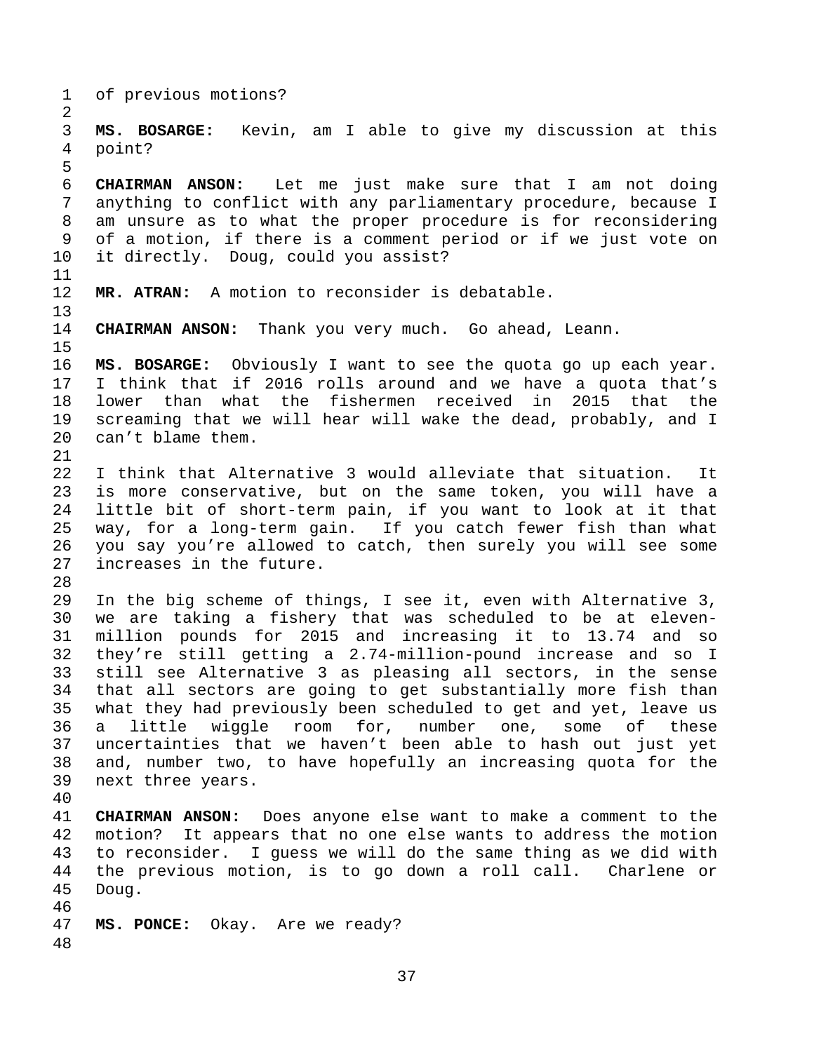of previous motions?

**MS. BOSARGE:** Kevin, am I able to give my discussion at this point?

**CHAIRMAN ANSON:** Let me just make sure that I am not doing anything to conflict with any parliamentary procedure, because I am unsure as to what the proper procedure is for reconsidering of a motion, if there is a comment period or if we just vote on it directly. Doug, could you assist?

**MR. ATRAN:** A motion to reconsider is debatable.

**CHAIRMAN ANSON:** Thank you very much. Go ahead, Leann.

**MS. BOSARGE:** Obviously I want to see the quota go up each year. I think that if 2016 rolls around and we have a quota that's lower than what the fishermen received in 2015 that the screaming that we will hear will wake the dead, probably, and I can't blame them.

I think that Alternative 3 would alleviate that situation. It is more conservative, but on the same token, you will have a little bit of short-term pain, if you want to look at it that way, for a long-term gain. If you catch fewer fish than what you say you're allowed to catch, then surely you will see some increases in the future.

In the big scheme of things, I see it, even with Alternative 3, we are taking a fishery that was scheduled to be at eleven-million pounds for 2015 and increasing it to 13.74 and so they're still getting a 2.74-million-pound increase and so I still see Alternative 3 as pleasing all sectors, in the sense that all sectors are going to get substantially more fish than what they had previously been scheduled to get and yet, leave us a little wiggle room for, number one, some of these uncertainties that we haven't been able to hash out just yet and, number two, to have hopefully an increasing quota for the next three years.

**CHAIRMAN ANSON:** Does anyone else want to make a comment to the motion? It appears that no one else wants to address the motion to reconsider. I guess we will do the same thing as we did with the previous motion, is to go down a roll call. Charlene or Doug.

**MS. PONCE:** Okay. Are we ready?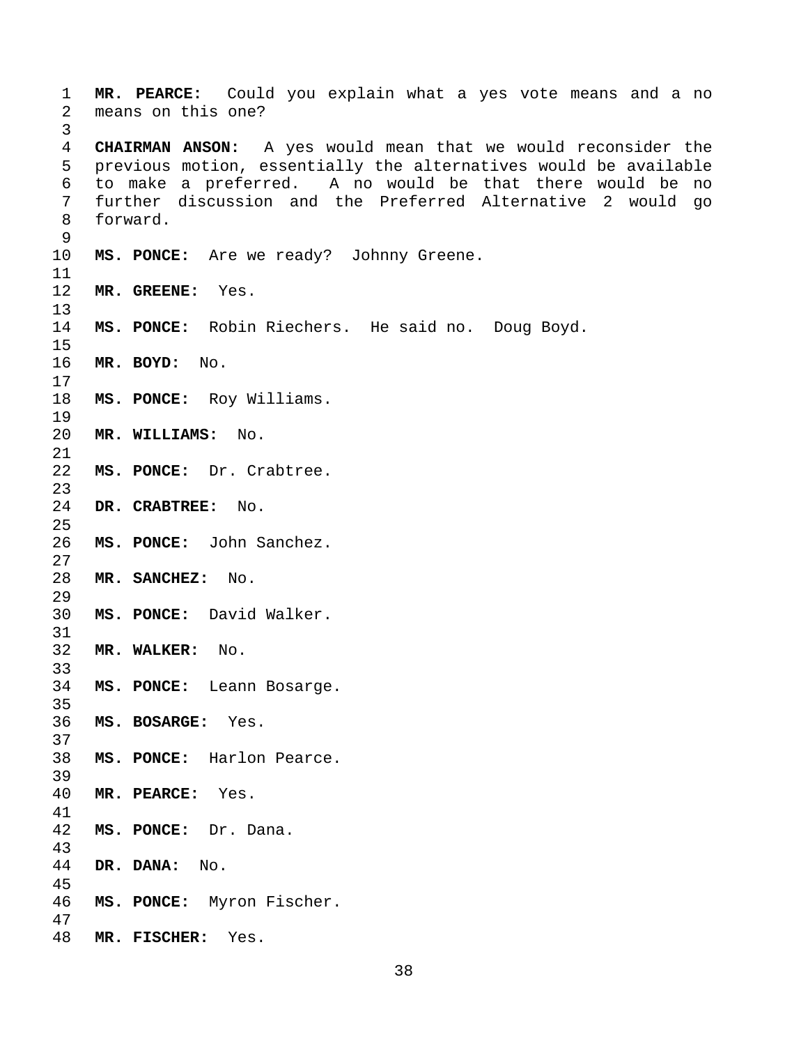**MR. PEARCE:** Could you explain what a yes vote means and a no means on this one?

**CHAIRMAN ANSON:** A yes would mean that we would reconsider the previous motion, essentially the alternatives would be available to make a preferred. A no would be that there would be no further discussion and the Preferred Alternative 2 would go forward.

**MS. PONCE:** Are we ready? Johnny Greene.

**MR. GREENE:** Yes.

**MS. PONCE:** Robin Riechers. He said no. Doug Boyd.

**MR. BOYD:** No.

**MS. PONCE:** Roy Williams.

**MR. WILLIAMS:** No.

**MS. PONCE:** Dr. Crabtree.

**DR. CRABTREE:** No.

**MS. PONCE:** John Sanchez.

**MR. SANCHEZ:** No.

**MS. PONCE:** David Walker.

**MR. WALKER:** No.

**MS. PONCE:** Leann Bosarge.

**MS. BOSARGE:** Yes.

**MS. PONCE:** Harlon Pearce.

**MR. PEARCE:** Yes.

**MS. PONCE:** Dr. Dana.

**DR. DANA:** No.

**MS. PONCE:** Myron Fischer.

**MR. FISCHER:** Yes.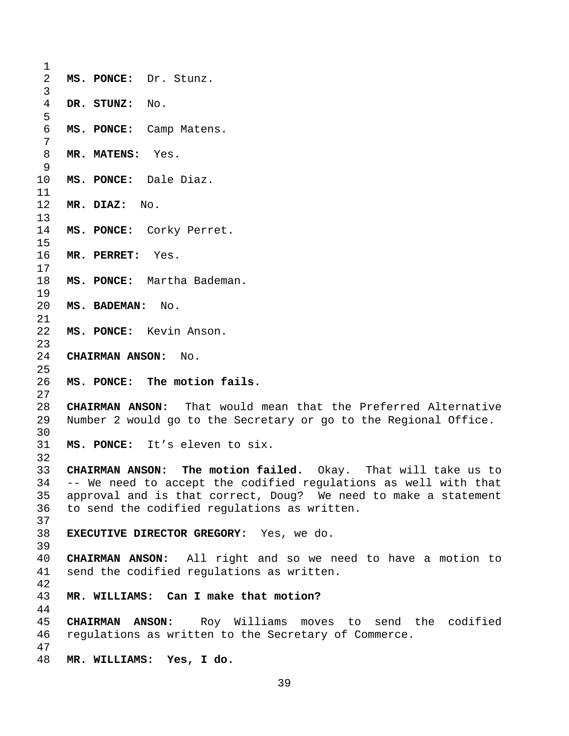**MS. PONCE:** Dr. Stunz.

**DR. STUNZ:** No.

**MS. PONCE:** Camp Matens.

**MR. MATENS:** Yes.

**MS. PONCE:** Dale Diaz.

**MR. DIAZ:** No.

**MS. PONCE:** Corky Perret.

**MR. PERRET:** Yes.

**MS. PONCE:** Martha Bademan.

**MS. BADEMAN:** No.

**MS. PONCE:** Kevin Anson.

**CHAIRMAN ANSON:** No.

**MS. PONCE:** **The motion fails.**

**CHAIRMAN ANSON:** That would mean that the Preferred Alternative Number 2 would go to the Secretary or go to the Regional Office.

**MS. PONCE:** It's eleven to six.

**CHAIRMAN ANSON:** **The motion failed.** Okay. That will take us to -- We need to accept the codified regulations as well with that approval and is that correct, Doug? We need to make a statement to send the codified regulations as written.

**EXECUTIVE DIRECTOR GREGORY:** Yes, we do.

**CHAIRMAN ANSON:** All right and so we need to have a motion to send the codified regulations as written.

**MR. WILLIAMS:** **Can I make that motion?**

**CHAIRMAN ANSON:** Roy Williams moves to send the codified regulations as written to the Secretary of Commerce.

**MR. WILLIAMS:** **Yes, I do.**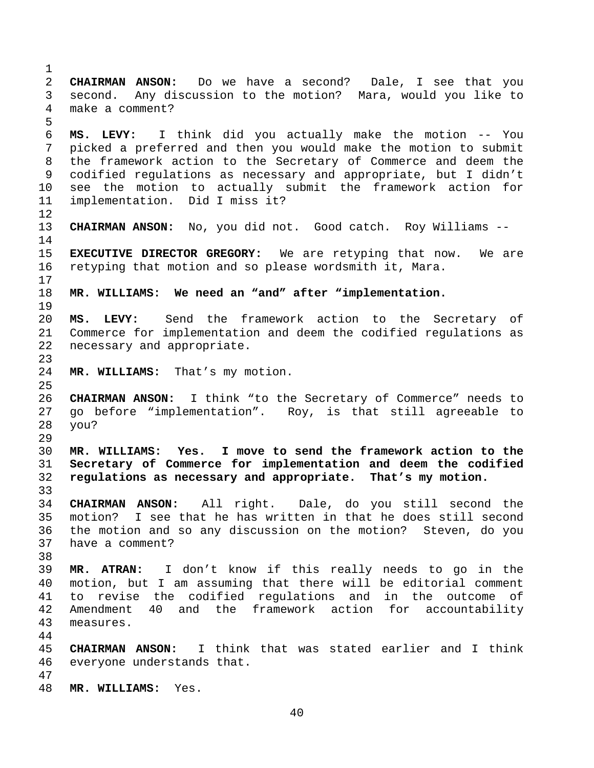**CHAIRMAN ANSON:** Do we have a second? Dale, I see that you second. Any discussion to the motion? Mara, would you like to make a comment?

**MS. LEVY:** I think did you actually make the motion -- You picked a preferred and then you would make the motion to submit the framework action to the Secretary of Commerce and deem the codified regulations as necessary and appropriate, but I didn't see the motion to actually submit the framework action for implementation. Did I miss it?

**CHAIRMAN ANSON:** No, you did not. Good catch. Roy Williams --

**EXECUTIVE DIRECTOR GREGORY:** We are retyping that now. We are retyping that motion and so please wordsmith it, Mara.

**MR. WILLIAMS: We need an "and" after "implementation.**

**MS. LEVY:** Send the framework action to the Secretary of Commerce for implementation and deem the codified regulations as necessary and appropriate.

**MR. WILLIAMS:** That's my motion.

**CHAIRMAN ANSON:** I think "to the Secretary of Commerce" needs to go before "implementation". Roy, is that still agreeable to you?

**MR. WILLIAMS: Yes. I move to send the framework action to the Secretary of Commerce for implementation and deem the codified regulations as necessary and appropriate. That's my motion.**

**CHAIRMAN ANSON:** All right. Dale, do you still second the motion? I see that he has written in that he does still second the motion and so any discussion on the motion? Steven, do you have a comment?

**MR. ATRAN:** I don't know if this really needs to go in the motion, but I am assuming that there will be editorial comment to revise the codified regulations and in the outcome of Amendment 40 and the framework action for accountability measures.

**CHAIRMAN ANSON:** I think that was stated earlier and I think everyone understands that.

**MR. WILLIAMS:** Yes.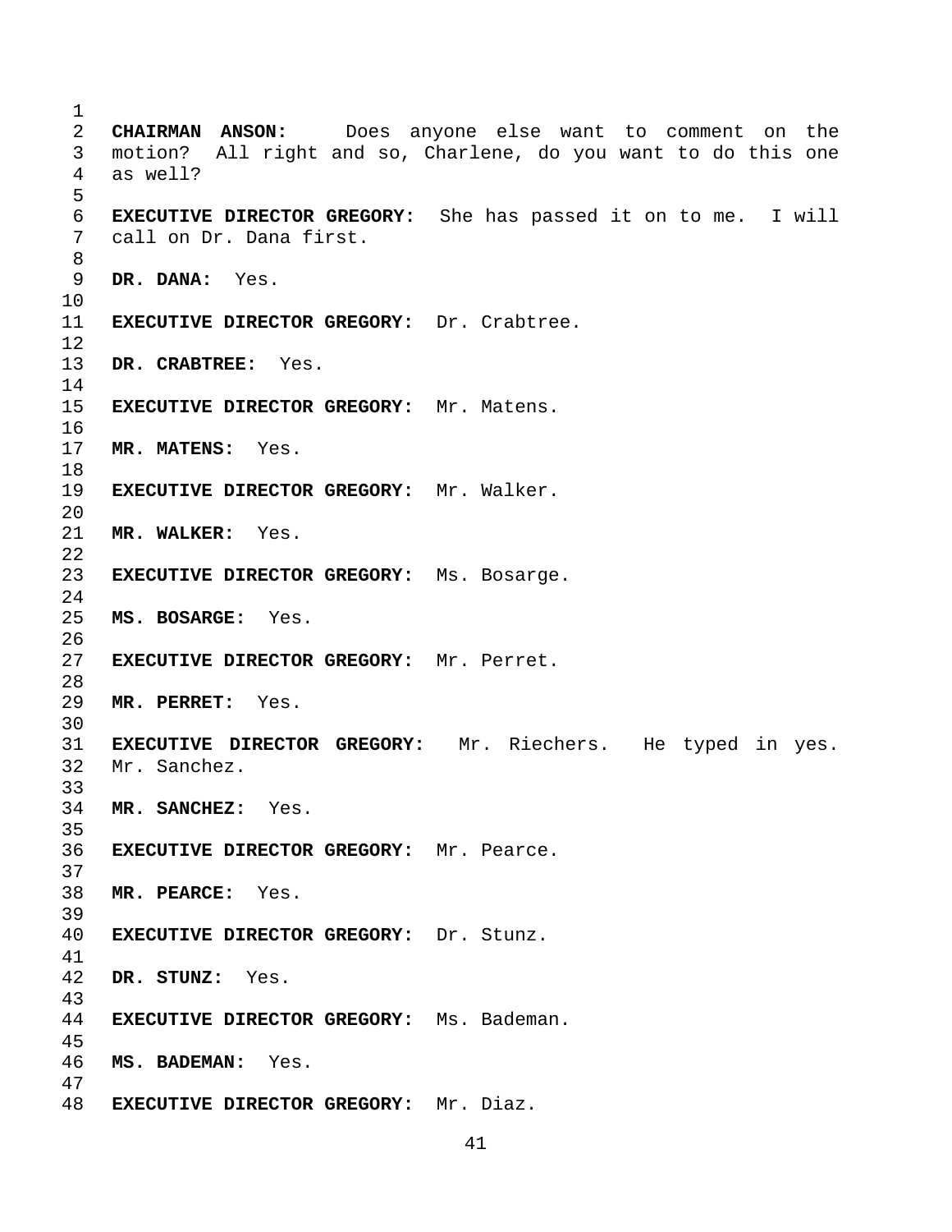**CHAIRMAN ANSON:** Does anyone else want to comment on the motion? All right and so, Charlene, do you want to do this one as well?

**EXECUTIVE DIRECTOR GREGORY:** She has passed it on to me. I will call on Dr. Dana first.

**DR. DANA:** Yes.

**EXECUTIVE DIRECTOR GREGORY:** Dr. Crabtree.

**DR. CRABTREE:** Yes.

**EXECUTIVE DIRECTOR GREGORY:** Mr. Matens.

**MR. MATENS:** Yes.

**EXECUTIVE DIRECTOR GREGORY:** Mr. Walker.

**MR. WALKER:** Yes.

**EXECUTIVE DIRECTOR GREGORY:** Ms. Bosarge.

**MS. BOSARGE:** Yes.

**EXECUTIVE DIRECTOR GREGORY:** Mr. Perret.

**MR. PERRET:** Yes.

**EXECUTIVE DIRECTOR GREGORY:** Mr. Riechers. He typed in yes. Mr. Sanchez.

**MR. SANCHEZ:** Yes.

**EXECUTIVE DIRECTOR GREGORY:** Mr. Pearce.

**MR. PEARCE:** Yes.

**EXECUTIVE DIRECTOR GREGORY:** Dr. Stunz.

**DR. STUNZ:** Yes.

**EXECUTIVE DIRECTOR GREGORY:** Ms. Bademan.

**MS. BADEMAN:** Yes.

**EXECUTIVE DIRECTOR GREGORY:** Mr. Diaz.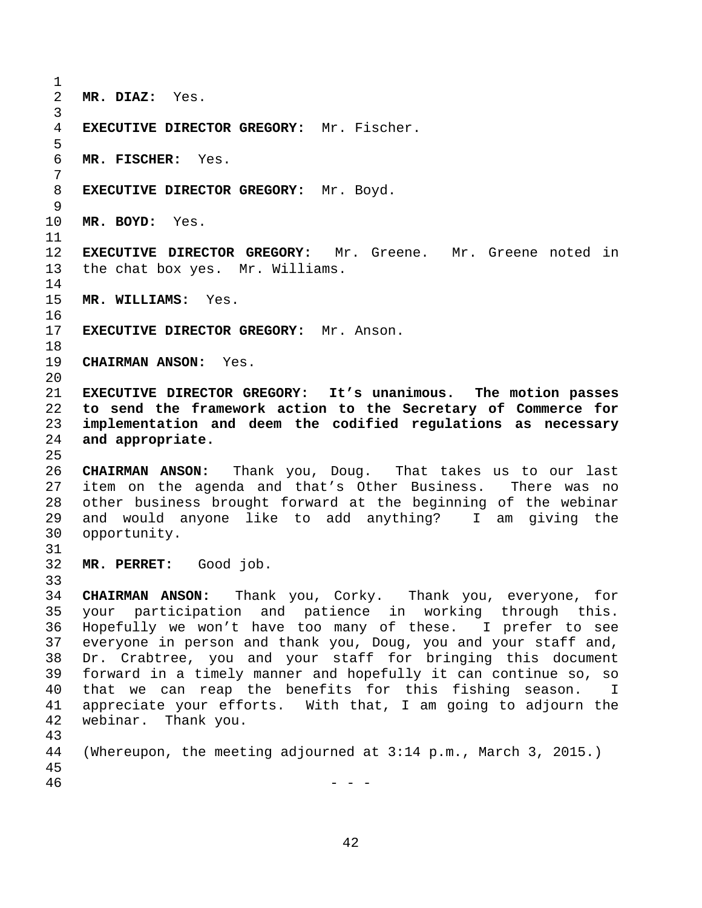**MR. DIAZ:** Yes.

**EXECUTIVE DIRECTOR GREGORY:** Mr. Fischer.

**MR. FISCHER:** Yes.

**EXECUTIVE DIRECTOR GREGORY:** Mr. Boyd.

**MR. BOYD:** Yes.

**EXECUTIVE DIRECTOR GREGORY:** Mr. Greene. Mr. Greene noted in the chat box yes. Mr. Williams.

**MR. WILLIAMS:** Yes.

**EXECUTIVE DIRECTOR GREGORY:** Mr. Anson.

**CHAIRMAN ANSON:** Yes.

**EXECUTIVE DIRECTOR GREGORY: It's unanimous. The motion passes to send the framework action to the Secretary of Commerce for implementation and deem the codified regulations as necessary and appropriate.**

**CHAIRMAN ANSON:** Thank you, Doug. That takes us to our last item on the agenda and that's Other Business. There was no other business brought forward at the beginning of the webinar and would anyone like to add anything? I am giving the opportunity.

**MR. PERRET:** Good job.

**CHAIRMAN ANSON:** Thank you, Corky. Thank you, everyone, for your participation and patience in working through this. Hopefully we won't have too many of these. I prefer to see everyone in person and thank you, Doug, you and your staff and, Dr. Crabtree, you and your staff for bringing this document forward in a timely manner and hopefully it can continue so, so that we can reap the benefits for this fishing season. I appreciate your efforts. With that, I am going to adjourn the webinar. Thank you.

(Whereupon, the meeting adjourned at 3:14 p.m., March 3, 2015.)

\- - -